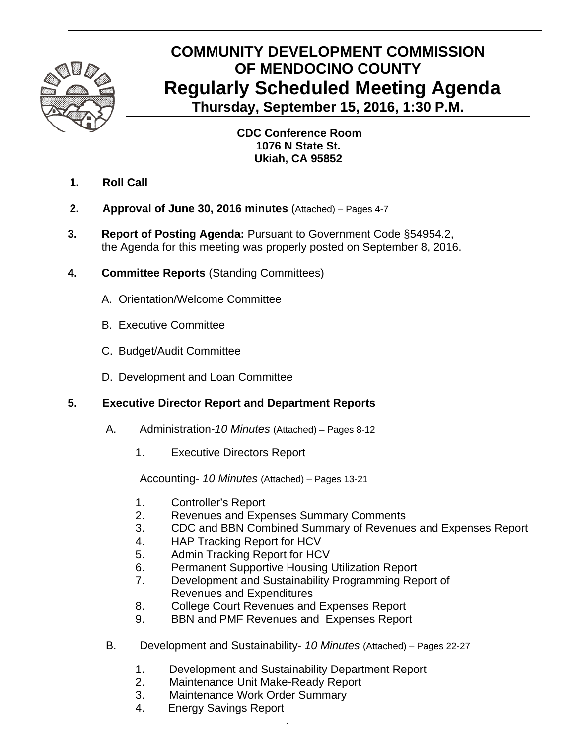# COMMUNITY DEVELOPMENT COMMISSION OF MENDOCINO COUNTY

## Regularly Scheduled Meeting Agenda

### Thursday, September 15, 2016, 1:30 P.M.

**CDC Conference Room**
**1076 N State St.**
**Ukiah, CA 95852**

1. **Roll Call**

2. **Approval of June 30, 2016 minutes** (Attached) – Pages 4-7

3. **Report of Posting Agenda:** Pursuant to Government Code §54954.2, the Agenda for this meeting was properly posted on September 8, 2016.

4. **Committee Reports** (Standing Committees)

   A. Orientation/Welcome Committee

   B. Executive Committee

   C. Budget/Audit Committee

   D. Development and Loan Committee

5. **Executive Director Report and Department Reports**

   A. Administration-*10 Minutes* (Attached) – Pages 8-12

      1. Executive Directors Report

      Accounting- *10 Minutes* (Attached) – Pages 13-21

      1. Controller's Report
      2. Revenues and Expenses Summary Comments
      3. CDC and BBN Combined Summary of Revenues and Expenses Report
      4. HAP Tracking Report for HCV
      5. Admin Tracking Report for HCV
      6. Permanent Supportive Housing Utilization Report
      7. Development and Sustainability Programming Report of Revenues and Expenditures
      8. College Court Revenues and Expenses Report
      9. BBN and PMF Revenues and Expenses Report

   B. Development and Sustainability- *10 Minutes* (Attached) – Pages 22-27

      1. Development and Sustainability Department Report
      2. Maintenance Unit Make-Ready Report
      3. Maintenance Work Order Summary
      4. Energy Savings Report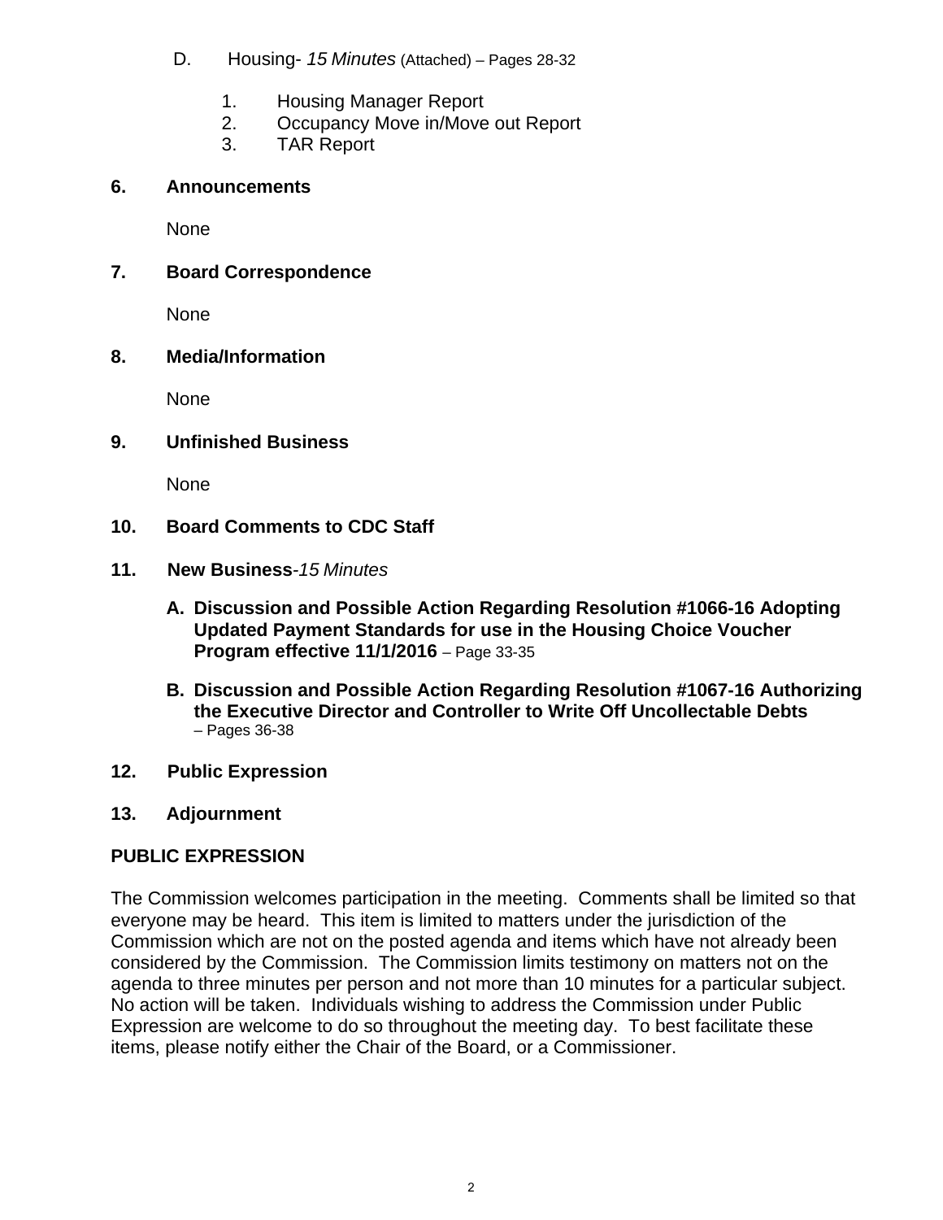D. Housing- *15 Minutes* (Attached) – Pages 28-32

1. Housing Manager Report
2. Occupancy Move in/Move out Report
3. TAR Report

**6. Announcements**

None

**7. Board Correspondence**

None

**8. Media/Information**

None

**9. Unfinished Business**

None

**10. Board Comments to CDC Staff**

**11. New Business***-15 Minutes*

**A. Discussion and Possible Action Regarding Resolution #1066-16 Adopting Updated Payment Standards for use in the Housing Choice Voucher Program effective 11/1/2016** – Page 33-35

**B. Discussion and Possible Action Regarding Resolution #1067-16 Authorizing the Executive Director and Controller to Write Off Uncollectable Debts** – Pages 36-38

**12. Public Expression**

**13. Adjournment**

## PUBLIC EXPRESSION

The Commission welcomes participation in the meeting. Comments shall be limited so that everyone may be heard. This item is limited to matters under the jurisdiction of the Commission which are not on the posted agenda and items which have not already been considered by the Commission. The Commission limits testimony on matters not on the agenda to three minutes per person and not more than 10 minutes for a particular subject. No action will be taken. Individuals wishing to address the Commission under Public Expression are welcome to do so throughout the meeting day. To best facilitate these items, please notify either the Chair of the Board, or a Commissioner.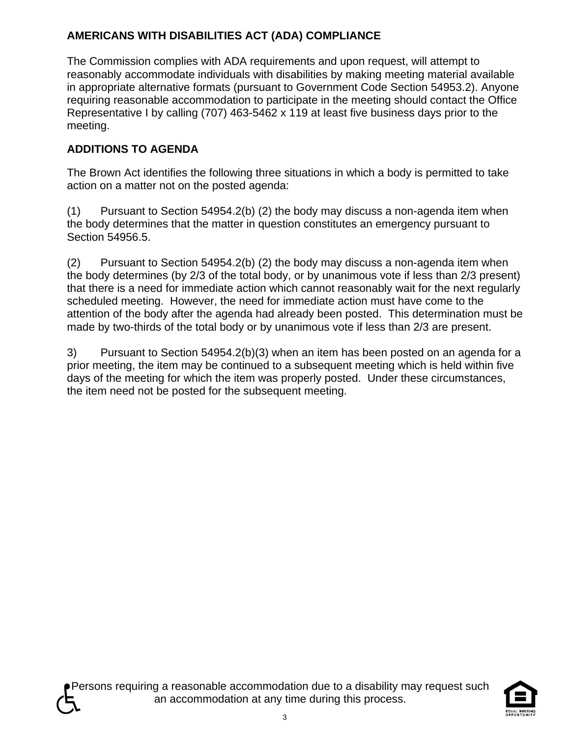## AMERICANS WITH DISABILITIES ACT (ADA) COMPLIANCE

The Commission complies with ADA requirements and upon request, will attempt to reasonably accommodate individuals with disabilities by making meeting material available in appropriate alternative formats (pursuant to Government Code Section 54953.2). Anyone requiring reasonable accommodation to participate in the meeting should contact the Office Representative I by calling (707) 463-5462 x 119 at least five business days prior to the meeting.

## ADDITIONS TO AGENDA

The Brown Act identifies the following three situations in which a body is permitted to take action on a matter not on the posted agenda:

(1) Pursuant to Section 54954.2(b) (2) the body may discuss a non-agenda item when the body determines that the matter in question constitutes an emergency pursuant to Section 54956.5.

(2) Pursuant to Section 54954.2(b) (2) the body may discuss a non-agenda item when the body determines (by 2/3 of the total body, or by unanimous vote if less than 2/3 present) that there is a need for immediate action which cannot reasonably wait for the next regularly scheduled meeting. However, the need for immediate action must have come to the attention of the body after the agenda had already been posted. This determination must be made by two-thirds of the total body or by unanimous vote if less than 2/3 are present.

3) Pursuant to Section 54954.2(b)(3) when an item has been posted on an agenda for a prior meeting, the item may be continued to a subsequent meeting which is held within five days of the meeting for which the item was properly posted. Under these circumstances, the item need not be posted for the subsequent meeting.

Persons requiring a reasonable accommodation due to a disability may request such an accommodation at any time during this process.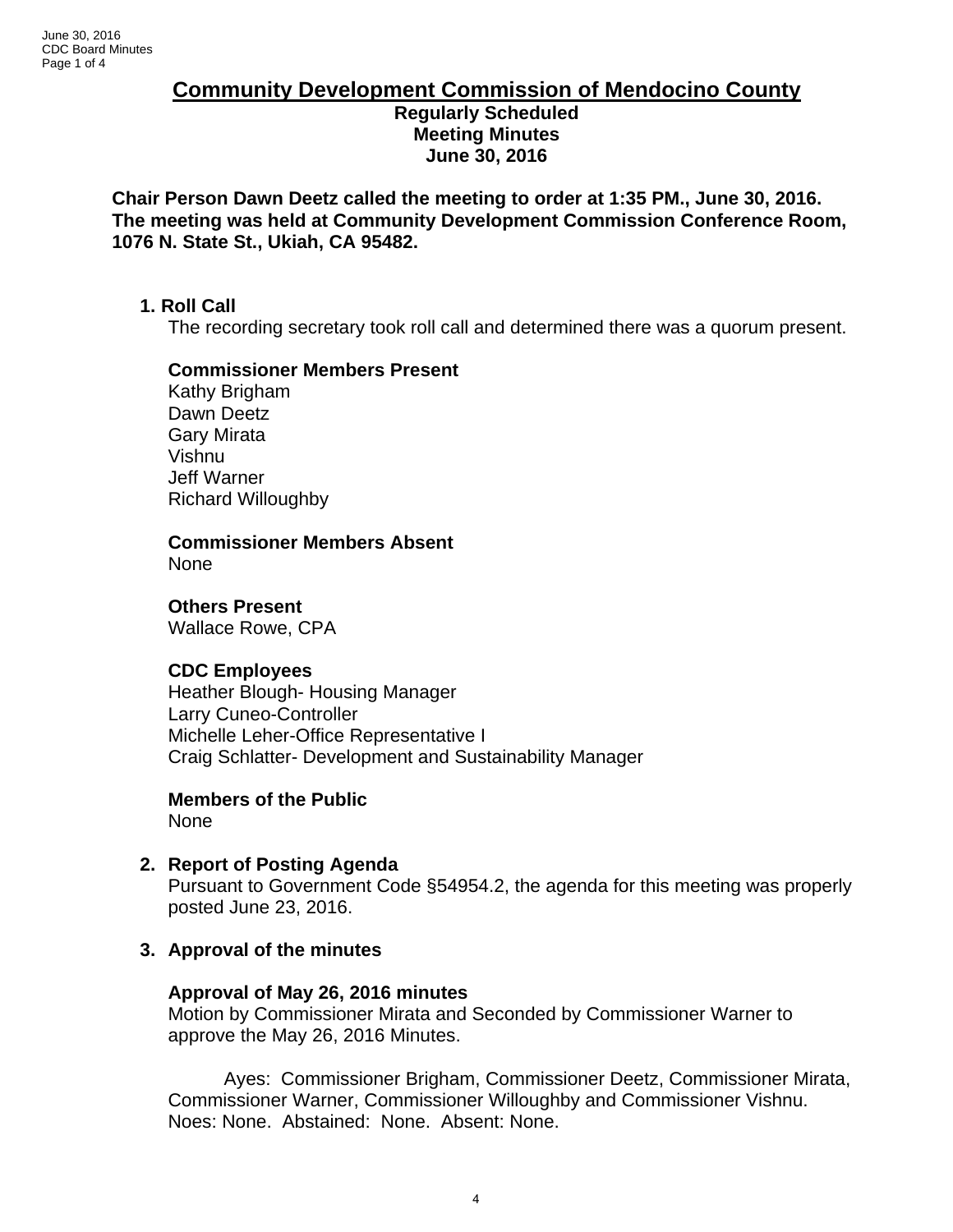# Community Development Commission of Mendocino County

**Regularly Scheduled**
**Meeting Minutes**
**June 30, 2016**

**Chair Person Dawn Deetz called the meeting to order at 1:35 PM., June 30, 2016. The meeting was held at Community Development Commission Conference Room, 1076 N. State St., Ukiah, CA 95482.**

## 1. Roll Call

The recording secretary took roll call and determined there was a quorum present.

**Commissioner Members Present**
Kathy Brigham
Dawn Deetz
Gary Mirata
Vishnu
Jeff Warner
Richard Willoughby

**Commissioner Members Absent**
None

**Others Present**
Wallace Rowe, CPA

**CDC Employees**
Heather Blough- Housing Manager
Larry Cuneo-Controller
Michelle Leher-Office Representative I
Craig Schlatter- Development and Sustainability Manager

**Members of the Public**
None

## 2. Report of Posting Agenda

Pursuant to Government Code §54954.2, the agenda for this meeting was properly posted June 23, 2016.

## 3. Approval of the minutes

**Approval of May 26, 2016 minutes**
Motion by Commissioner Mirata and Seconded by Commissioner Warner to approve the May 26, 2016 Minutes.

Ayes: Commissioner Brigham, Commissioner Deetz, Commissioner Mirata, Commissioner Warner, Commissioner Willoughby and Commissioner Vishnu. Noes: None. Abstained: None. Absent: None.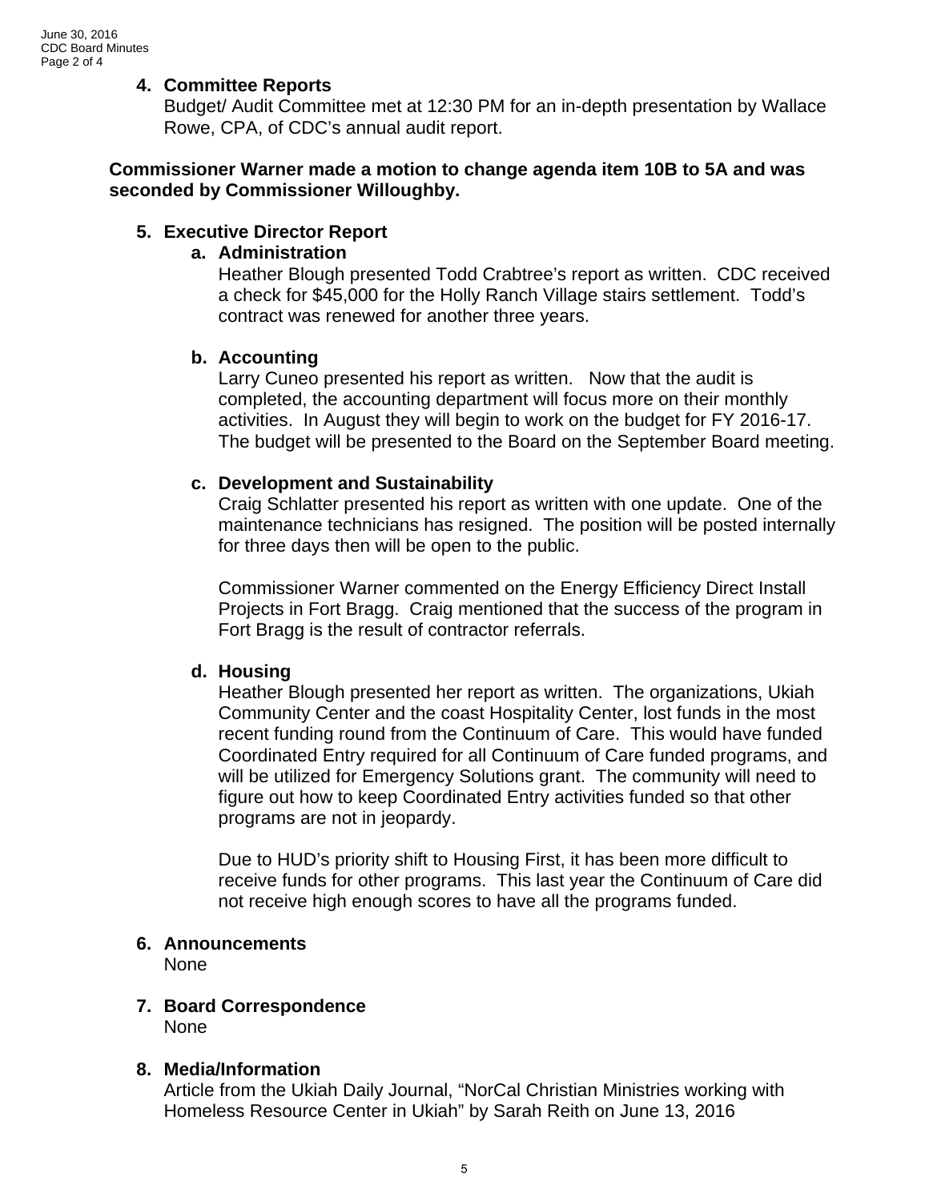4. **Committee Reports**
   Budget/ Audit Committee met at 12:30 PM for an in-depth presentation by Wallace Rowe, CPA, of CDC's annual audit report.

**Commissioner Warner made a motion to change agenda item 10B to 5A and was seconded by Commissioner Willoughby.**

5. **Executive Director Report**
   a. **Administration**
      Heather Blough presented Todd Crabtree's report as written. CDC received a check for $45,000 for the Holly Ranch Village stairs settlement. Todd's contract was renewed for another three years.

   b. **Accounting**
      Larry Cuneo presented his report as written. Now that the audit is completed, the accounting department will focus more on their monthly activities. In August they will begin to work on the budget for FY 2016-17. The budget will be presented to the Board on the September Board meeting.

   c. **Development and Sustainability**
      Craig Schlatter presented his report as written with one update. One of the maintenance technicians has resigned. The position will be posted internally for three days then will be open to the public.

      Commissioner Warner commented on the Energy Efficiency Direct Install Projects in Fort Bragg. Craig mentioned that the success of the program in Fort Bragg is the result of contractor referrals.

   d. **Housing**
      Heather Blough presented her report as written. The organizations, Ukiah Community Center and the coast Hospitality Center, lost funds in the most recent funding round from the Continuum of Care. This would have funded Coordinated Entry required for all Continuum of Care funded programs, and will be utilized for Emergency Solutions grant. The community will need to figure out how to keep Coordinated Entry activities funded so that other programs are not in jeopardy.

      Due to HUD's priority shift to Housing First, it has been more difficult to receive funds for other programs. This last year the Continuum of Care did not receive high enough scores to have all the programs funded.

6. **Announcements**
   None

7. **Board Correspondence**
   None

8. **Media/Information**
   Article from the Ukiah Daily Journal, "NorCal Christian Ministries working with Homeless Resource Center in Ukiah" by Sarah Reith on June 13, 2016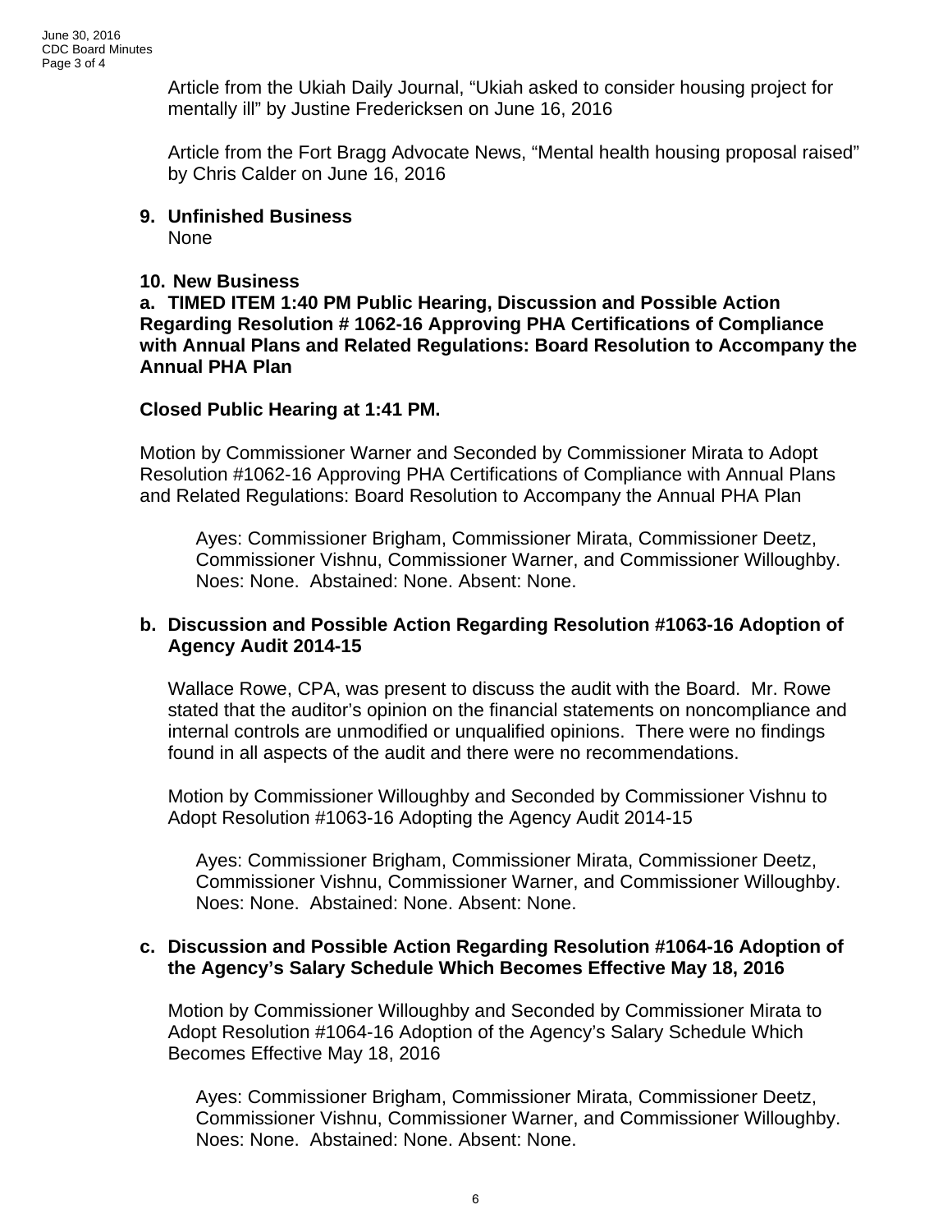Article from the Ukiah Daily Journal, “Ukiah asked to consider housing project for mentally ill” by Justine Fredericksen on June 16, 2016

Article from the Fort Bragg Advocate News, “Mental health housing proposal raised” by Chris Calder on June 16, 2016

**9. Unfinished Business**

None

**10. New Business**

**a. TIMED ITEM 1:40 PM Public Hearing, Discussion and Possible Action Regarding Resolution # 1062-16 Approving PHA Certifications of Compliance with Annual Plans and Related Regulations: Board Resolution to Accompany the Annual PHA Plan**

**Closed Public Hearing at 1:41 PM.**

Motion by Commissioner Warner and Seconded by Commissioner Mirata to Adopt Resolution #1062-16 Approving PHA Certifications of Compliance with Annual Plans and Related Regulations: Board Resolution to Accompany the Annual PHA Plan

Ayes: Commissioner Brigham, Commissioner Mirata, Commissioner Deetz, Commissioner Vishnu, Commissioner Warner, and Commissioner Willoughby. Noes: None. Abstained: None. Absent: None.

**b. Discussion and Possible Action Regarding Resolution #1063-16 Adoption of Agency Audit 2014-15**

Wallace Rowe, CPA, was present to discuss the audit with the Board. Mr. Rowe stated that the auditor’s opinion on the financial statements on noncompliance and internal controls are unmodified or unqualified opinions. There were no findings found in all aspects of the audit and there were no recommendations.

Motion by Commissioner Willoughby and Seconded by Commissioner Vishnu to Adopt Resolution #1063-16 Adopting the Agency Audit 2014-15

Ayes: Commissioner Brigham, Commissioner Mirata, Commissioner Deetz, Commissioner Vishnu, Commissioner Warner, and Commissioner Willoughby. Noes: None. Abstained: None. Absent: None.

**c. Discussion and Possible Action Regarding Resolution #1064-16 Adoption of the Agency’s Salary Schedule Which Becomes Effective May 18, 2016**

Motion by Commissioner Willoughby and Seconded by Commissioner Mirata to Adopt Resolution #1064-16 Adoption of the Agency’s Salary Schedule Which Becomes Effective May 18, 2016

Ayes: Commissioner Brigham, Commissioner Mirata, Commissioner Deetz, Commissioner Vishnu, Commissioner Warner, and Commissioner Willoughby. Noes: None. Abstained: None. Absent: None.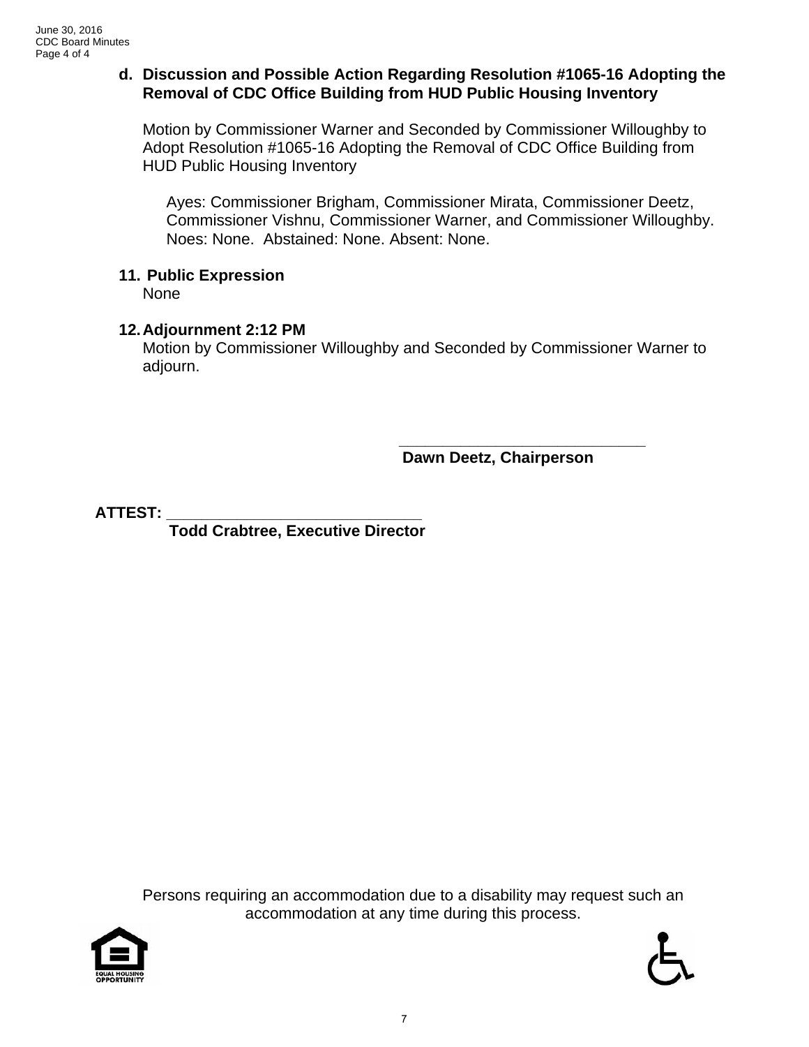**d. Discussion and Possible Action Regarding Resolution #1065-16 Adopting the Removal of CDC Office Building from HUD Public Housing Inventory**

Motion by Commissioner Warner and Seconded by Commissioner Willoughby to Adopt Resolution #1065-16 Adopting the Removal of CDC Office Building from HUD Public Housing Inventory

Ayes: Commissioner Brigham, Commissioner Mirata, Commissioner Deetz, Commissioner Vishnu, Commissioner Warner, and Commissioner Willoughby. Noes: None. Abstained: None. Absent: None.

**11. Public Expression**

None

**12. Adjournment 2:12 PM**

Motion by Commissioner Willoughby and Seconded by Commissioner Warner to adjourn.

\_\_\_\_\_\_\_\_\_\_\_\_\_\_\_\_\_\_\_\_\_\_\_\_\_\_\_\_\_\_
**Dawn Deetz, Chairperson**

**ATTEST:** \_\_\_\_\_\_\_\_\_\_\_\_\_\_\_\_\_\_\_\_\_\_\_\_\_\_\_\_\_\_
**Todd Crabtree, Executive Director**

Persons requiring an accommodation due to a disability may request such an accommodation at any time during this process.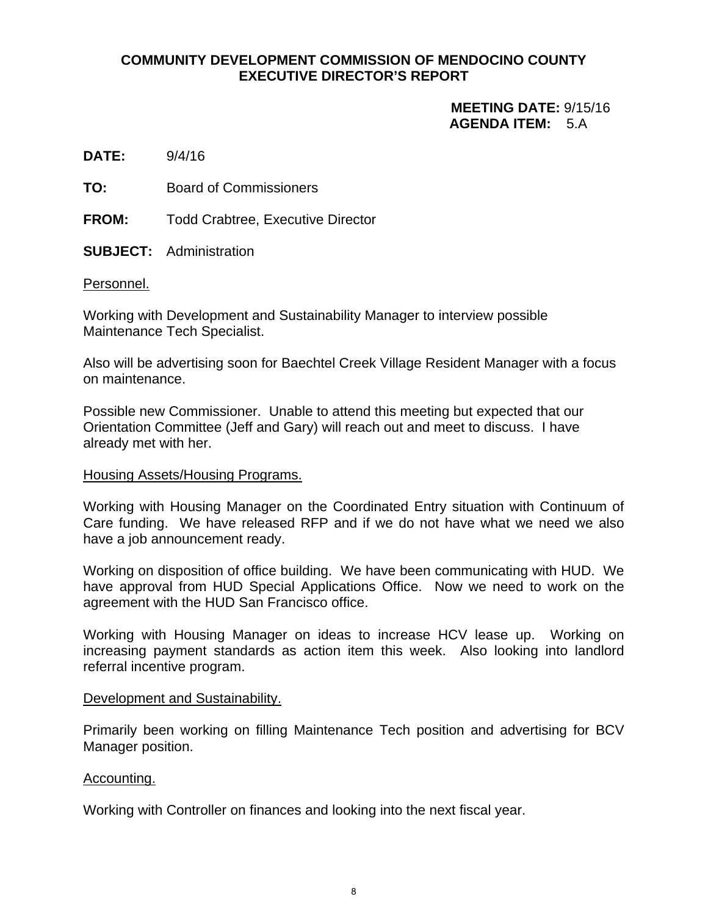**COMMUNITY DEVELOPMENT COMMISSION OF MENDOCINO COUNTY**
**EXECUTIVE DIRECTOR'S REPORT**

**MEETING DATE:** 9/15/16
**AGENDA ITEM:** 5.A

**DATE:** 9/4/16

**TO:** Board of Commissioners

**FROM:** Todd Crabtree, Executive Director

**SUBJECT:** Administration

Personnel.

Working with Development and Sustainability Manager to interview possible Maintenance Tech Specialist.

Also will be advertising soon for Baechtel Creek Village Resident Manager with a focus on maintenance.

Possible new Commissioner. Unable to attend this meeting but expected that our Orientation Committee (Jeff and Gary) will reach out and meet to discuss. I have already met with her.

Housing Assets/Housing Programs.

Working with Housing Manager on the Coordinated Entry situation with Continuum of Care funding. We have released RFP and if we do not have what we need we also have a job announcement ready.

Working on disposition of office building. We have been communicating with HUD. We have approval from HUD Special Applications Office. Now we need to work on the agreement with the HUD San Francisco office.

Working with Housing Manager on ideas to increase HCV lease up. Working on increasing payment standards as action item this week. Also looking into landlord referral incentive program.

Development and Sustainability.

Primarily been working on filling Maintenance Tech position and advertising for BCV Manager position.

Accounting.

Working with Controller on finances and looking into the next fiscal year.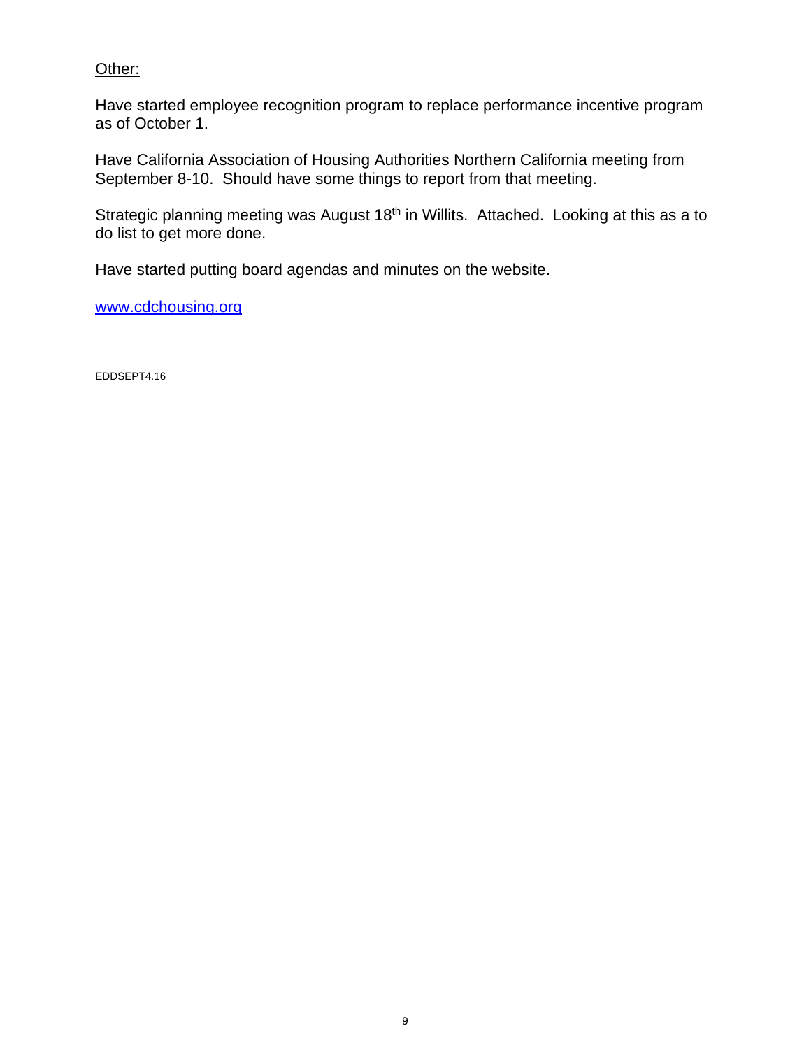Other:

Have started employee recognition program to replace performance incentive program as of October 1.

Have California Association of Housing Authorities Northern California meeting from September 8-10. Should have some things to report from that meeting.

Strategic planning meeting was August 18th in Willits. Attached. Looking at this as a to do list to get more done.

Have started putting board agendas and minutes on the website.

[www.cdchousing.org](http://www.cdchousing.org)

EDDSEPT4.16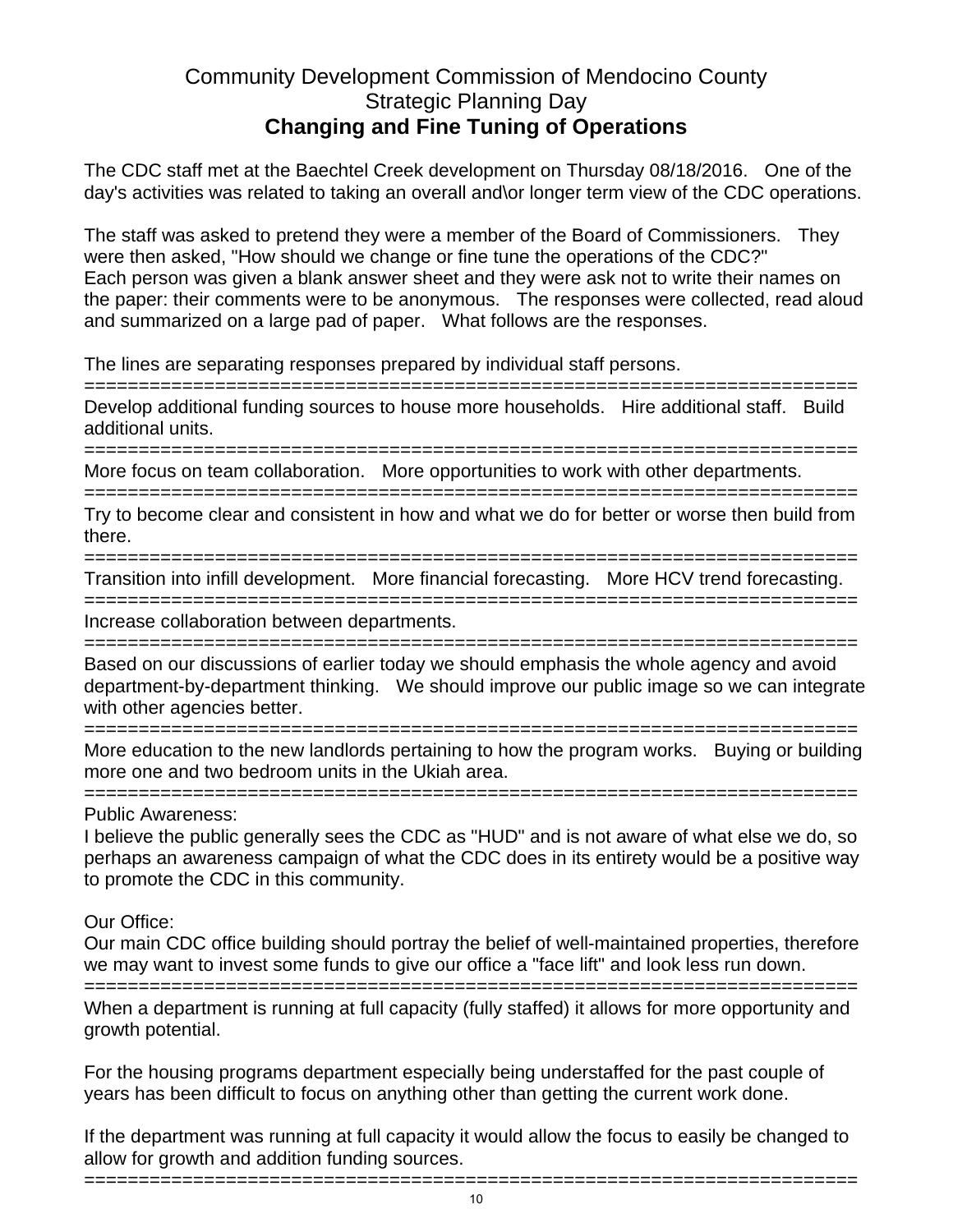# Community Development Commission of Mendocino County
## Strategic Planning Day
## **Changing and Fine Tuning of Operations**

The CDC staff met at the Baechtel Creek development on Thursday 08/18/2016. One of the day's activities was related to taking an overall and\or longer term view of the CDC operations.

The staff was asked to pretend they were a member of the Board of Commissioners. They were then asked, "How should we change or fine tune the operations of the CDC?" Each person was given a blank answer sheet and they were ask not to write their names on the paper: their comments were to be anonymous. The responses were collected, read aloud and summarized on a large pad of paper. What follows are the responses.

The lines are separating responses prepared by individual staff persons.

==========================================================================

Develop additional funding sources to house more households. Hire additional staff. Build additional units.

==========================================================================

More focus on team collaboration. More opportunities to work with other departments.

==========================================================================

Try to become clear and consistent in how and what we do for better or worse then build from there.

==========================================================================

Transition into infill development. More financial forecasting. More HCV trend forecasting.

==========================================================================

Increase collaboration between departments.

==========================================================================

Based on our discussions of earlier today we should emphasis the whole agency and avoid department-by-department thinking. We should improve our public image so we can integrate with other agencies better.

==========================================================================

More education to the new landlords pertaining to how the program works. Buying or building more one and two bedroom units in the Ukiah area.

==========================================================================

Public Awareness:
I believe the public generally sees the CDC as "HUD" and is not aware of what else we do, so perhaps an awareness campaign of what the CDC does in its entirety would be a positive way to promote the CDC in this community.

Our Office:
Our main CDC office building should portray the belief of well-maintained properties, therefore we may want to invest some funds to give our office a "face lift" and look less run down.

==========================================================================

When a department is running at full capacity (fully staffed) it allows for more opportunity and growth potential.

For the housing programs department especially being understaffed for the past couple of years has been difficult to focus on anything other than getting the current work done.

If the department was running at full capacity it would allow the focus to easily be changed to allow for growth and addition funding sources.

==========================================================================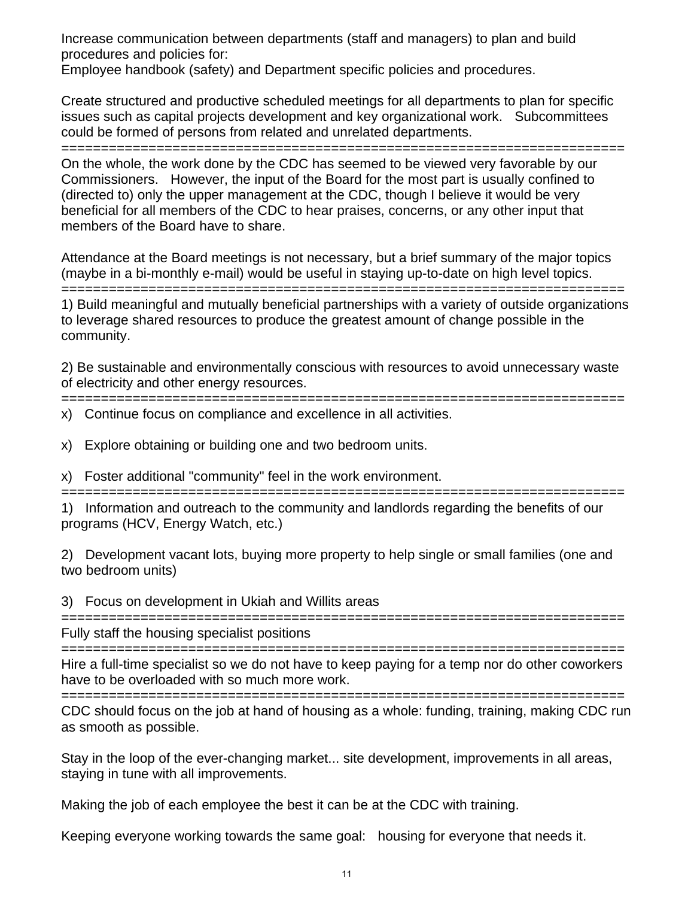Increase communication between departments (staff and managers) to plan and build procedures and policies for:
Employee handbook (safety) and Department specific policies and procedures.

Create structured and productive scheduled meetings for all departments to plan for specific issues such as capital projects development and key organizational work. Subcommittees could be formed of persons from related and unrelated departments.

========================================================================

On the whole, the work done by the CDC has seemed to be viewed very favorable by our Commissioners. However, the input of the Board for the most part is usually confined to (directed to) only the upper management at the CDC, though I believe it would be very beneficial for all members of the CDC to hear praises, concerns, or any other input that members of the Board have to share.

Attendance at the Board meetings is not necessary, but a brief summary of the major topics (maybe in a bi-monthly e-mail) would be useful in staying up-to-date on high level topics.

========================================================================

1) Build meaningful and mutually beneficial partnerships with a variety of outside organizations to leverage shared resources to produce the greatest amount of change possible in the community.

2) Be sustainable and environmentally conscious with resources to avoid unnecessary waste of electricity and other energy resources.

========================================================================

x) Continue focus on compliance and excellence in all activities.

x) Explore obtaining or building one and two bedroom units.

x) Foster additional "community" feel in the work environment.

========================================================================

1) Information and outreach to the community and landlords regarding the benefits of our programs (HCV, Energy Watch, etc.)

2) Development vacant lots, buying more property to help single or small families (one and two bedroom units)

3) Focus on development in Ukiah and Willits areas

========================================================================

Fully staff the housing specialist positions

========================================================================

Hire a full-time specialist so we do not have to keep paying for a temp nor do other coworkers have to be overloaded with so much more work.

========================================================================

CDC should focus on the job at hand of housing as a whole: funding, training, making CDC run as smooth as possible.

Stay in the loop of the ever-changing market... site development, improvements in all areas, staying in tune with all improvements.

Making the job of each employee the best it can be at the CDC with training.

Keeping everyone working towards the same goal: housing for everyone that needs it.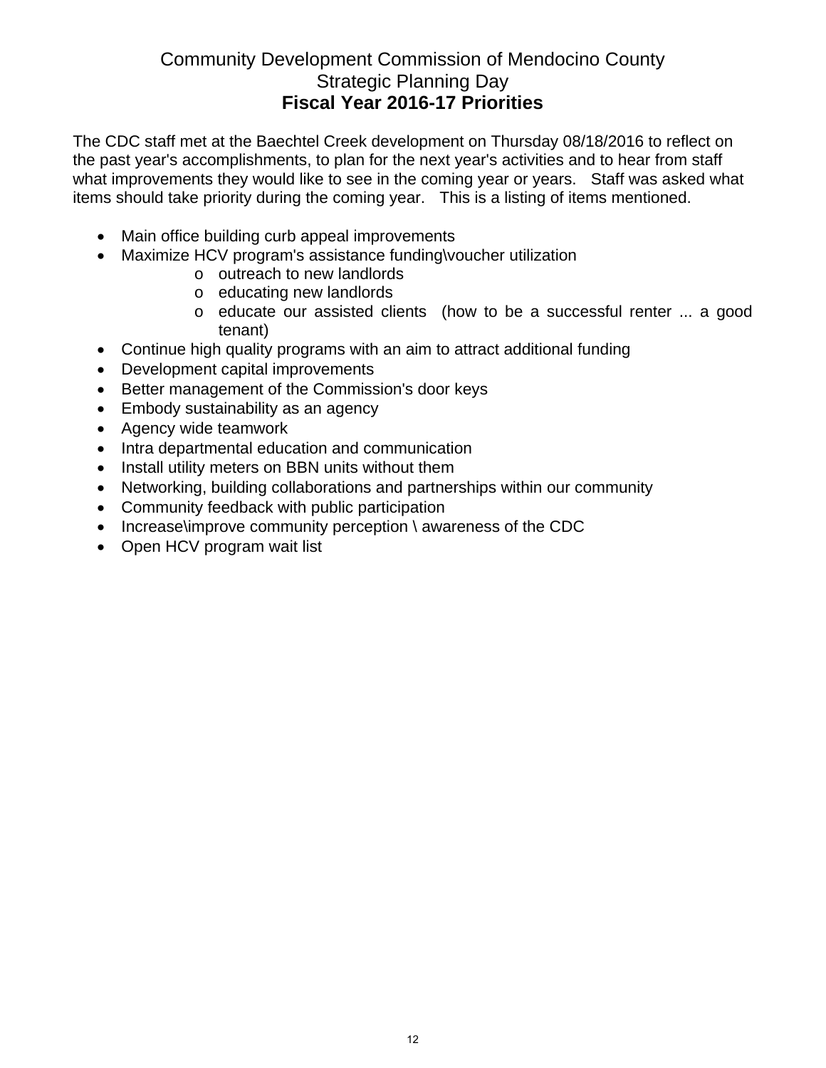# Community Development Commission of Mendocino County
## Strategic Planning Day
## **Fiscal Year 2016-17 Priorities**

The CDC staff met at the Baechtel Creek development on Thursday 08/18/2016 to reflect on the past year's accomplishments, to plan for the next year's activities and to hear from staff what improvements they would like to see in the coming year or years. Staff was asked what items should take priority during the coming year. This is a listing of items mentioned.

- Main office building curb appeal improvements
- Maximize HCV program's assistance funding\voucher utilization
  - outreach to new landlords
  - educating new landlords
  - educate our assisted clients (how to be a successful renter ... a good tenant)
- Continue high quality programs with an aim to attract additional funding
- Development capital improvements
- Better management of the Commission's door keys
- Embody sustainability as an agency
- Agency wide teamwork
- Intra departmental education and communication
- Install utility meters on BBN units without them
- Networking, building collaborations and partnerships within our community
- Community feedback with public participation
- Increase\improve community perception \ awareness of the CDC
- Open HCV program wait list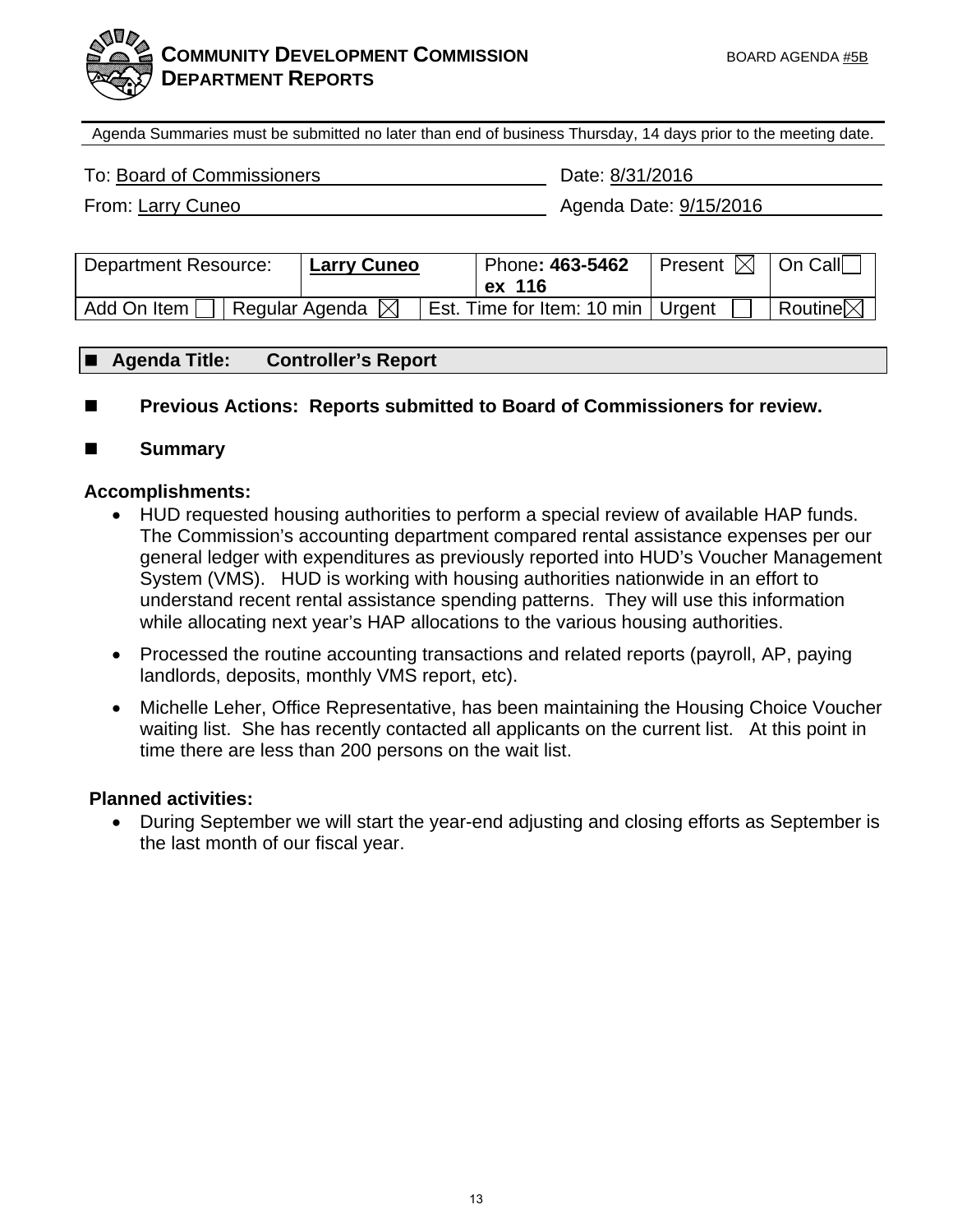**COMMUNITY DEVELOPMENT COMMISSION DEPARTMENT REPORTS** BOARD AGENDA #5B

Agenda Summaries must be submitted no later than end of business Thursday, 14 days prior to the meeting date.

To: Board of Commissioners Date: 8/31/2016

From: Larry Cuneo Agenda Date: 9/15/2016

| Department Resource: | | Larry Cuneo | Phone: 463-5462 ex 116 | Present ☒ | On Call ☐ |
|---|---|---|---|---|---|
| Add On Item ☐ | Regular Agenda ☒ | | Est. Time for Item: 10 min | Urgent ☐ | Routine ☒ |

■ **Agenda Title: Controller's Report**

■ **Previous Actions: Reports submitted to Board of Commissioners for review.**

■ **Summary**

**Accomplishments:**

- HUD requested housing authorities to perform a special review of available HAP funds. The Commission's accounting department compared rental assistance expenses per our general ledger with expenditures as previously reported into HUD's Voucher Management System (VMS). HUD is working with housing authorities nationwide in an effort to understand recent rental assistance spending patterns. They will use this information while allocating next year's HAP allocations to the various housing authorities.
- Processed the routine accounting transactions and related reports (payroll, AP, paying landlords, deposits, monthly VMS report, etc).
- Michelle Leher, Office Representative, has been maintaining the Housing Choice Voucher waiting list. She has recently contacted all applicants on the current list. At this point in time there are less than 200 persons on the wait list.

**Planned activities:**

- During September we will start the year-end adjusting and closing efforts as September is the last month of our fiscal year.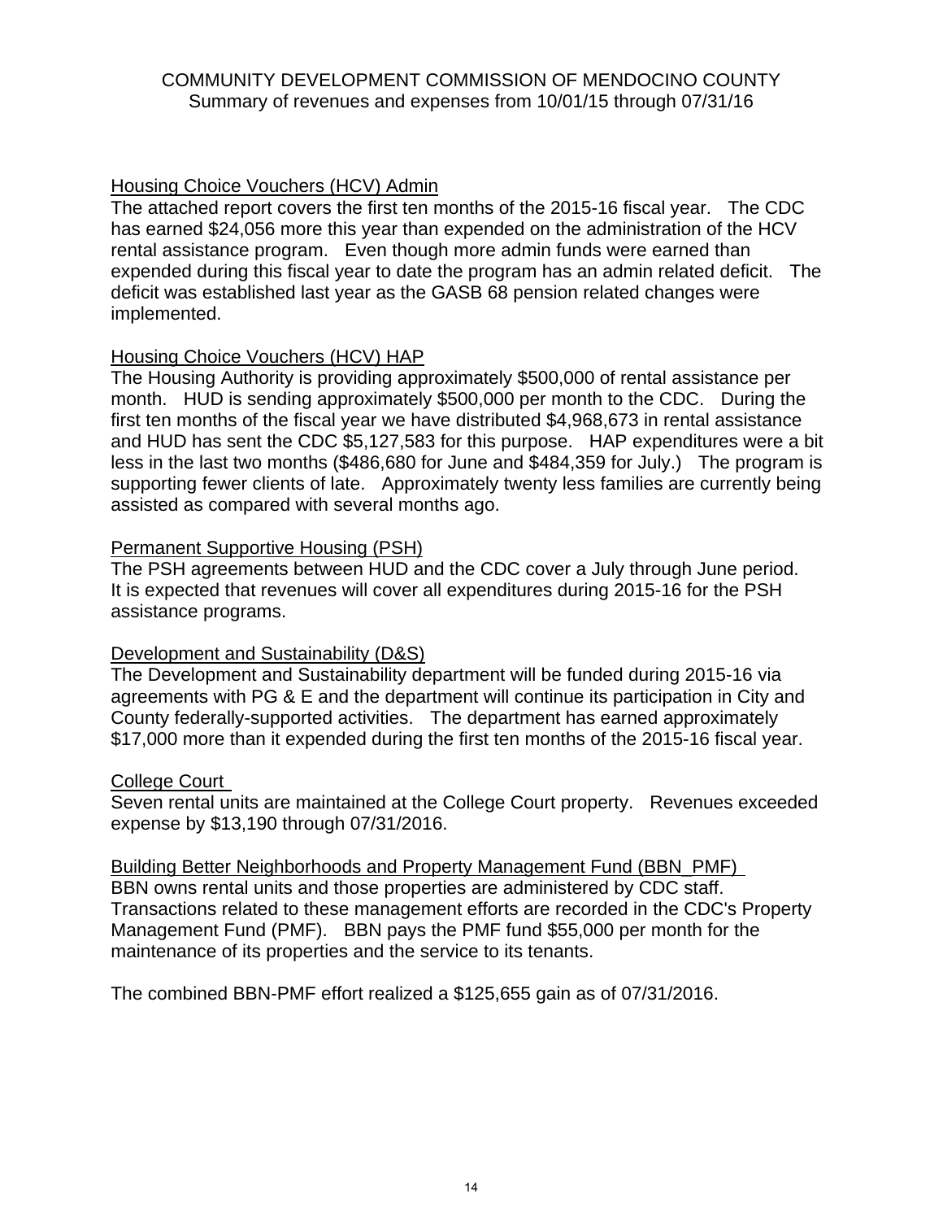COMMUNITY DEVELOPMENT COMMISSION OF MENDOCINO COUNTY
Summary of revenues and expenses from 10/01/15 through 07/31/16

<u>Housing Choice Vouchers (HCV) Admin</u>

The attached report covers the first ten months of the 2015-16 fiscal year. The CDC has earned $24,056 more this year than expended on the administration of the HCV rental assistance program. Even though more admin funds were earned than expended during this fiscal year to date the program has an admin related deficit. The deficit was established last year as the GASB 68 pension related changes were implemented.

<u>Housing Choice Vouchers (HCV) HAP</u>

The Housing Authority is providing approximately $500,000 of rental assistance per month. HUD is sending approximately $500,000 per month to the CDC. During the first ten months of the fiscal year we have distributed $4,968,673 in rental assistance and HUD has sent the CDC $5,127,583 for this purpose. HAP expenditures were a bit less in the last two months ($486,680 for June and $484,359 for July.) The program is supporting fewer clients of late. Approximately twenty less families are currently being assisted as compared with several months ago.

<u>Permanent Supportive Housing (PSH)</u>

The PSH agreements between HUD and the CDC cover a July through June period. It is expected that revenues will cover all expenditures during 2015-16 for the PSH assistance programs.

<u>Development and Sustainability (D&S)</u>

The Development and Sustainability department will be funded during 2015-16 via agreements with PG & E and the department will continue its participation in City and County federally-supported activities. The department has earned approximately $17,000 more than it expended during the first ten months of the 2015-16 fiscal year.

<u>College Court</u>

Seven rental units are maintained at the College Court property. Revenues exceeded expense by $13,190 through 07/31/2016.

<u>Building Better Neighborhoods and Property Management Fund (BBN_PMF)</u>

BBN owns rental units and those properties are administered by CDC staff. Transactions related to these management efforts are recorded in the CDC's Property Management Fund (PMF). BBN pays the PMF fund $55,000 per month for the maintenance of its properties and the service to its tenants.

The combined BBN-PMF effort realized a $125,655 gain as of 07/31/2016.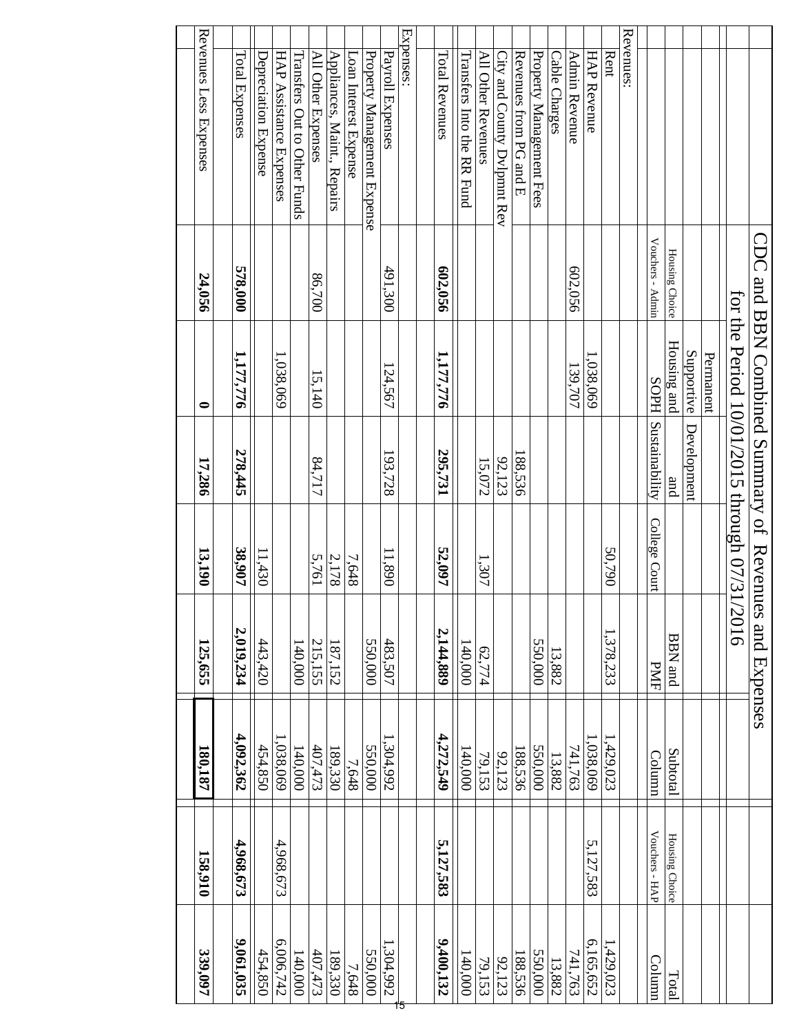# CDC and BBN Combined Summary of Revenues and Expenses

## for the Period 10/01/2015 through 07/31/2016

| | Housing Choice Vouchers - Admin | Permanent Supportive Housing and SOPH | Development and Sustainability | College Court | BBN and PMF | Subtotal Column | Housing Choice Vouchers - HAP | Total Column |
|---|---|---|---|---|---|---|---|---|
| **Revenues:** | | | | | | | | |
| Rent | | | | 50,790 | 1,378,233 | 1,429,023 | | 1,429,023 |
| HAP Revenue | | 1,038,069 | | | | 1,038,069 | 5,127,583 | 6,165,652 |
| Admin Revenue | 602,056 | 139,707 | | | | 741,763 | | 741,763 |
| Cable Charges | | | | | 13,882 | 13,882 | | 13,882 |
| Property Management Fees | | | | | 550,000 | 550,000 | | 550,000 |
| Revenues from PG and E | | | 188,536 | | | 188,536 | | 188,536 |
| City and County Dvlpmnt Rev | | | 92,123 | | | 92,123 | | 92,123 |
| All Other Revenues | | | 15,072 | 1,307 | 62,774 | 79,153 | | 79,153 |
| Transfers Into the RR Fund | | | | | 140,000 | 140,000 | | 140,000 |
| Total Revenues | **602,056** | **1,177,776** | **295,731** | **52,097** | **2,144,889** | **4,272,549** | **5,127,583** | **9,400,132** |
| **Expenses:** | | | | | | | | |
| Payroll Expenses | 491,300 | 124,567 | 193,728 | 11,890 | 483,507 | 1,304,992 | | 1,304,992 |
| Property Management Expense | | | | | 550,000 | 550,000 | | 550,000 |
| Loan Interest Expense | | | | 7,648 | | 7,648 | | 7,648 |
| Appliances, Maint., Repairs | | | | 2,178 | 187,152 | 189,330 | | 189,330 |
| All Other Expenses | 86,700 | 15,140 | 84,717 | 5,761 | 215,155 | 407,473 | | 407,473 |
| Transfers Out to Other Funds | | | | | 140,000 | 140,000 | | 140,000 |
| HAP Assistance Expenses | | 1,038,069 | | | | 1,038,069 | 4,968,673 | 6,006,742 |
| Depreciation Expense | | | | 11,430 | 443,420 | 454,850 | | 454,850 |
| Total Expenses | **578,000** | **1,177,776** | **278,445** | **38,907** | **2,019,234** | **4,092,362** | **4,968,673** | **9,061,035** |
| Revenues Less Expenses | **24,056** | **0** | **17,286** | **13,190** | **125,655** | **180,187** | **158,910** | **339,097** |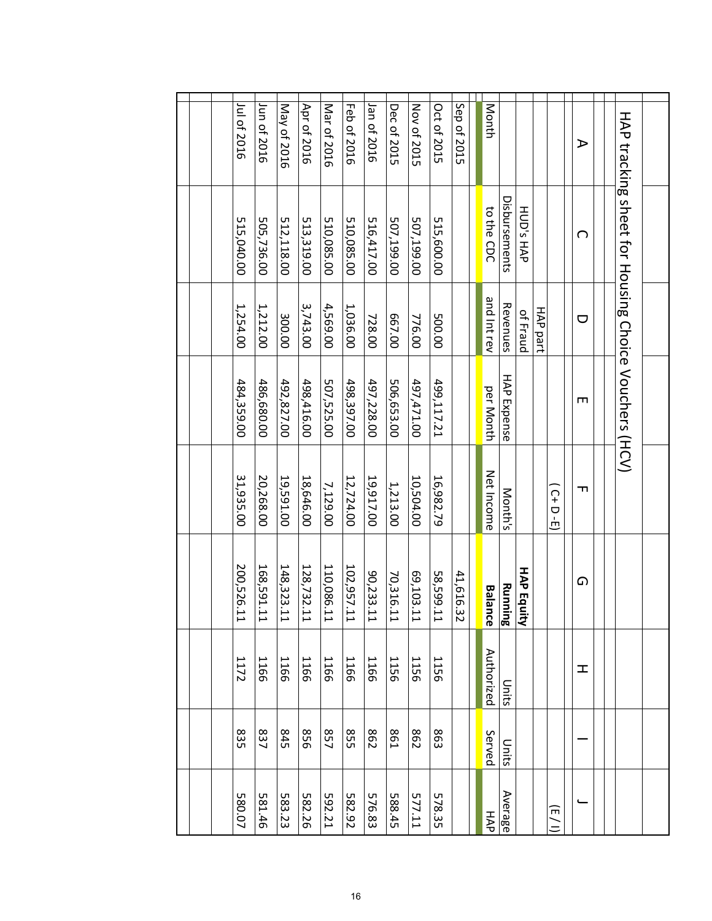# HAP tracking sheet for Housing Choice Vouchers (HCV)

| A | C | D | E | F | G | H | I | J |
|---|---|---|---|---|---|---|---|---|
| | | | | ( C + D - E) | | | | (E / I) |
| | | HAP part | | | **HAP Equity** | | | |
| | HUD's HAP Disbursements | of Fraud Revenues | HAP Expense | Month's | **Running** | Units | Units | Average |
| Month | to the CDC | and Int rev | per Month | Net Income | **Balance** | Authorized | Served | HAP |
| Sep of 2015 | | | | | 41,616.32 | | | |
| Oct of 2015 | 515,600.00 | 500.00 | 499,117.21 | 16,982.79 | 58,599.11 | 1156 | 863 | 578.35 |
| Nov of 2015 | 507,199.00 | 776.00 | 497,471.00 | 10,504.00 | 69,103.11 | 1156 | 862 | 577.11 |
| Dec of 2015 | 507,199.00 | 667.00 | 506,653.00 | 1,213.00 | 70,316.11 | 1156 | 861 | 588.45 |
| Jan of 2016 | 516,417.00 | 728.00 | 497,228.00 | 19,917.00 | 90,233.11 | 1166 | 862 | 576.83 |
| Feb of 2016 | 510,085.00 | 1,036.00 | 498,397.00 | 12,724.00 | 102,957.11 | 1166 | 855 | 582.92 |
| Mar of 2016 | 510,085.00 | 4,569.00 | 507,525.00 | 7,129.00 | 110,086.11 | 1166 | 857 | 592.21 |
| Apr of 2016 | 513,319.00 | 3,743.00 | 498,416.00 | 18,646.00 | 128,732.11 | 1166 | 856 | 582.26 |
| May of 2016 | 512,118.00 | 300.00 | 492,827.00 | 19,591.00 | 148,323.11 | 1166 | 845 | 583.23 |
| Jun of 2016 | 505,736.00 | 1,212.00 | 486,680.00 | 20,268.00 | 168,591.11 | 1166 | 837 | 581.46 |
| Jul of 2016 | 515,040.00 | 1,254.00 | 484,359.00 | 31,935.00 | 200,526.11 | 1172 | 835 | 580.07 |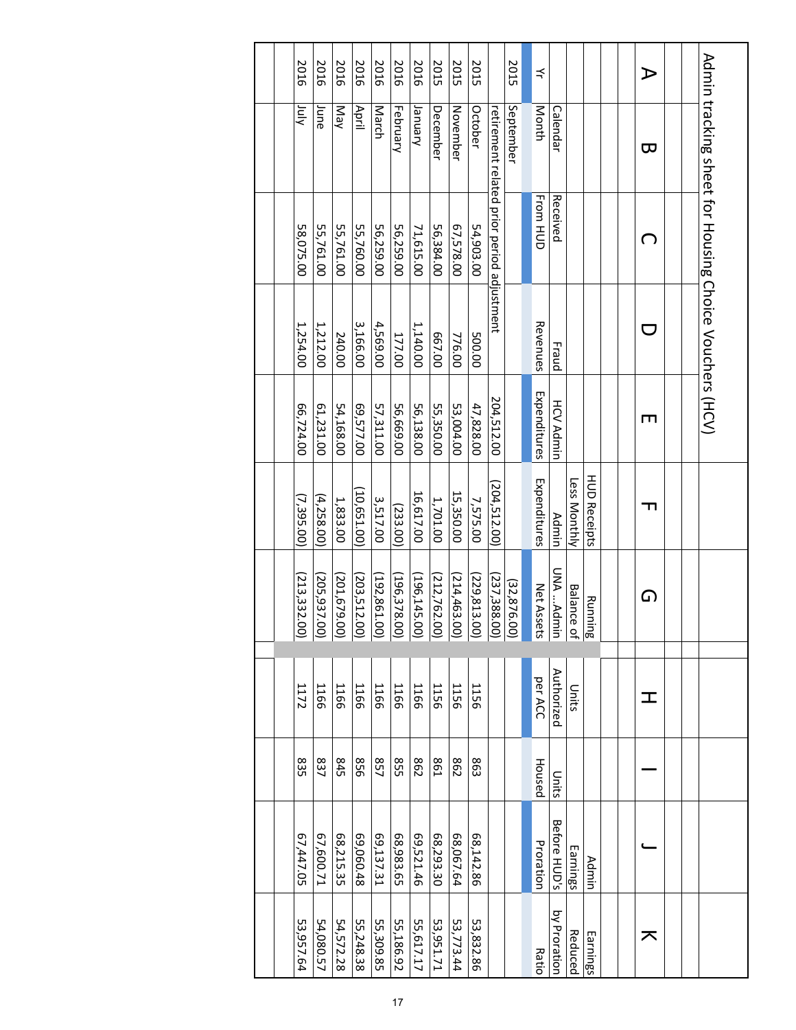# Admin tracking sheet for Housing Choice Vouchers (HCV)

| Yr | Calendar Month | Received From HUD | Fraud Revenues | HCV Admin Expenditures | HUD Receipts Less Monthly Admin Expenditures | Running Balance of UNA …Admin Net Assets | Units Authorized per ACC | Units Housed | Admin Earnings Before HUD's Proration | Earnings Reduced by Proration Ratio |
|---|---|---|---|---|---|---|---|---|---|---|
| 2015 | September | | | | | (32,876.00) | | | | |
| | retirement related prior period adjustment | | | 204,512.00 | (204,512.00) | (237,388.00) | | | | |
| 2015 | October | 54,903.00 | 500.00 | 47,828.00 | 7,575.00 | (229,813.00) | 1156 | 863 | 68,142.86 | 53,832.86 |
| 2015 | November | 67,578.00 | 776.00 | 53,004.00 | 15,350.00 | (214,463.00) | 1156 | 862 | 68,067.64 | 53,773.44 |
| 2015 | December | 56,384.00 | 667.00 | 55,350.00 | 1,701.00 | (212,762.00) | 1156 | 861 | 68,293.30 | 53,951.71 |
| 2016 | January | 71,615.00 | 1,140.00 | 56,138.00 | 16,617.00 | (196,145.00) | 1166 | 862 | 69,521.46 | 55,617.17 |
| 2016 | February | 56,259.00 | 177.00 | 56,669.00 | (233.00) | (196,378.00) | 1166 | 855 | 68,983.65 | 55,186.92 |
| 2016 | March | 56,259.00 | 4,569.00 | 57,311.00 | 3,517.00 | (192,861.00) | 1166 | 857 | 69,137.31 | 55,309.85 |
| 2016 | April | 55,760.00 | 3,166.00 | 69,577.00 | (10,651.00) | (203,512.00) | 1166 | 856 | 69,060.48 | 55,248.38 |
| 2016 | May | 55,761.00 | 240.00 | 54,168.00 | 1,833.00 | (201,679.00) | 1166 | 845 | 68,215.35 | 54,572.28 |
| 2016 | June | 55,761.00 | 1,212.00 | 61,231.00 | (4,258.00) | (205,937.00) | 1166 | 837 | 67,600.71 | 54,080.57 |
| 2016 | July | 58,075.00 | 1,254.00 | 66,724.00 | (7,395.00) | (213,332.00) | 1172 | 835 | 67,447.05 | 53,957.64 |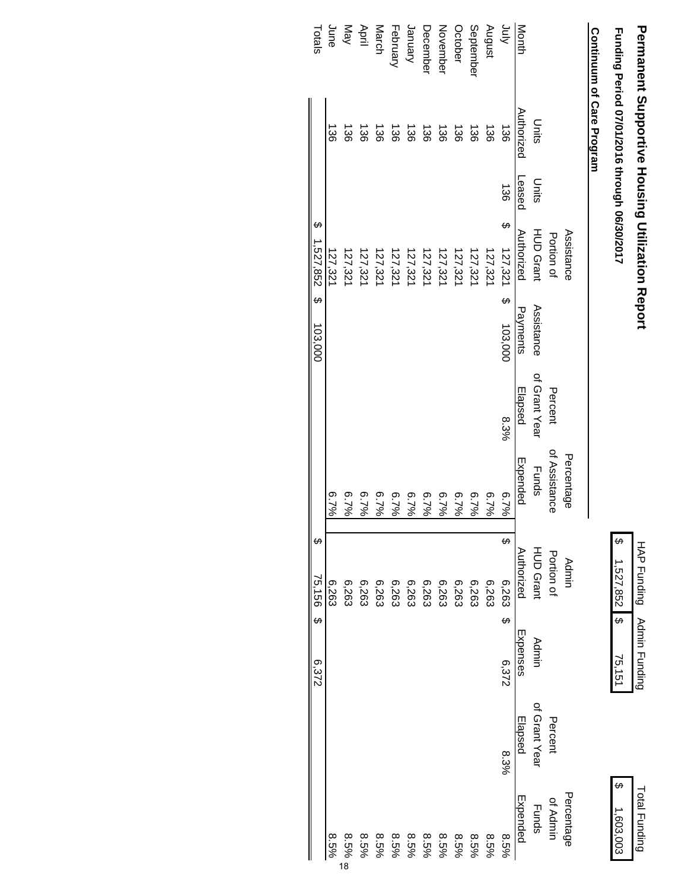# Permanent Supportive Housing Utilization Report

**Funding Period 07/01/2016 through 06/30/2017**

**Continuum of Care Program**

| HAP Funding | Admin Funding | Total Funding |
|---|---|---|
| $ 1,527,852 | $ 75,151 | $ 1,603,003 |

| Month | Units Authorized | Units Leased | Assistance Portion of HUD Grant Authorized | Assistance Payments | Percent of Grant Year Elapsed | Percentage of Assistance Funds Expended | Admin Portion of HUD Grant Authorized | Admin Expenses | Percent of Grant Year Elapsed | Percentage of Admin Funds Expended |
|---|---|---|---|---|---|---|---|---|---|---|
| July | 136 | 136 | $ 127,321 | $ 103,000 | 8.3% | 6.7% | $ 6,263 | $ 6,372 | 8.3% | 8.5% |
| August | 136 | | 127,321 | | | 6.7% | 6,263 | | | 8.5% |
| September | 136 | | 127,321 | | | 6.7% | 6,263 | | | 8.5% |
| October | 136 | | 127,321 | | | 6.7% | 6,263 | | | 8.5% |
| November | 136 | | 127,321 | | | 6.7% | 6,263 | | | 8.5% |
| December | 136 | | 127,321 | | | 6.7% | 6,263 | | | 8.5% |
| January | 136 | | 127,321 | | | 6.7% | 6,263 | | | 8.5% |
| February | 136 | | 127,321 | | | 6.7% | 6,263 | | | 8.5% |
| March | 136 | | 127,321 | | | 6.7% | 6,263 | | | 8.5% |
| April | 136 | | 127,321 | | | 6.7% | 6,263 | | | 8.5% |
| May | 136 | | 127,321 | | | 6.7% | 6,263 | | | 8.5% |
| June | 136 | | 127,321 | | | 6.7% | 6,263 | | | 8.5% |
| Totals | | | $ 1,527,852 | $ 103,000 | | | $ 75,156 | $ 6,372 | | |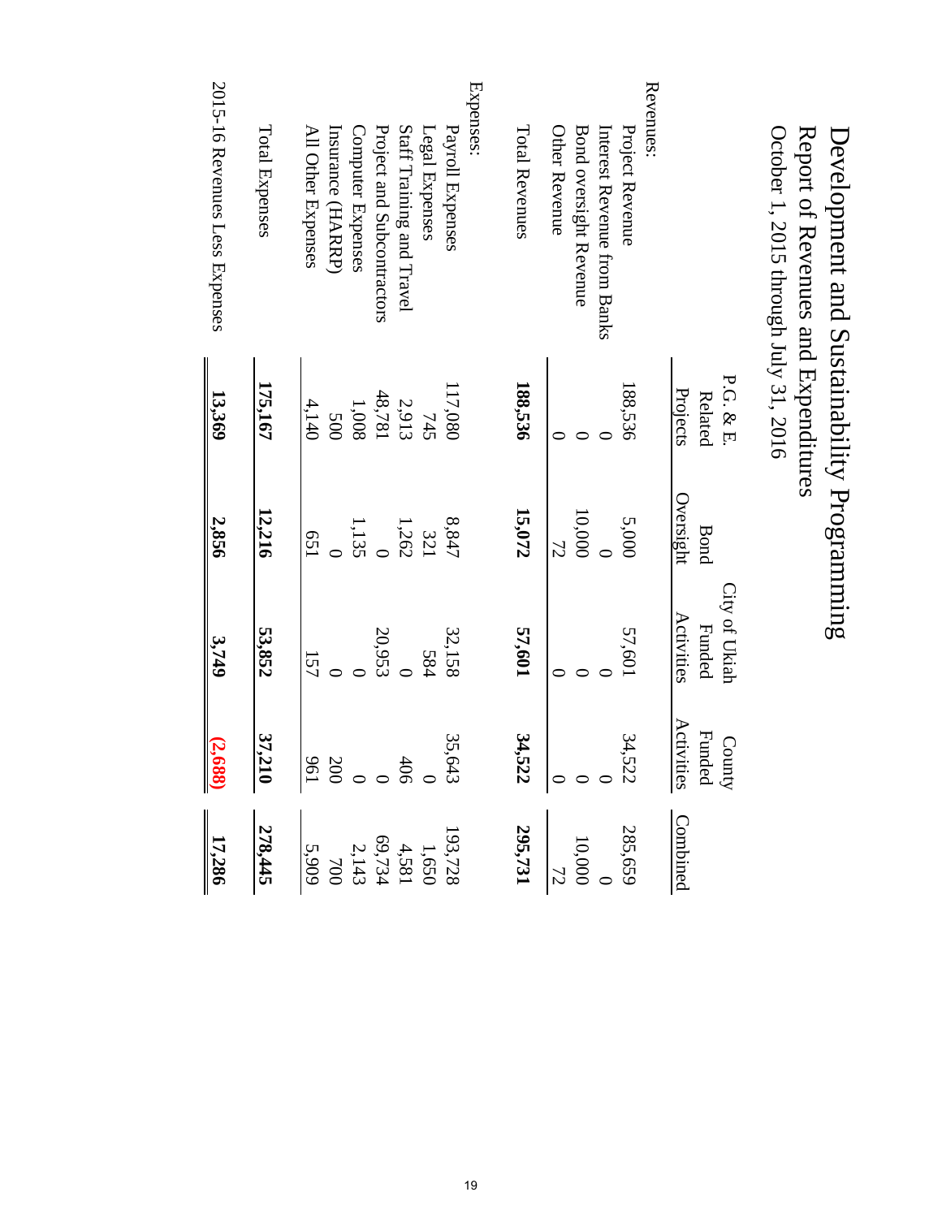# Development and Sustainability Programming

## Report of Revenues and Expenditures

### October 1, 2015 through July 31, 2016

| | P.G. & E. Related Projects | Bond Oversight | City of Ukiah Funded Activities | County Funded Activities | Combined |
|---|---|---|---|---|---|
| **Revenues:** | | | | | |
| Project Revenue | 188,536 | 5,000 | 57,601 | 34,522 | 285,659 |
| Interest Revenue from Banks | 0 | 0 | 0 | 0 | 0 |
| Bond oversight Revenue | 0 | 10,000 | 0 | 0 | 10,000 |
| Other Revenue | 0 | 72 | 0 | 0 | 72 |
| Total Revenues | **188,536** | **15,072** | **57,601** | **34,522** | **295,731** |
| **Expenses:** | | | | | |
| Payroll Expenses | 117,080 | 8,847 | 32,158 | 35,643 | 193,728 |
| Legal Expenses | 745 | 321 | 584 | 0 | 1,650 |
| Staff Training and Travel | 2,913 | 1,262 | 0 | 406 | 4,581 |
| Project and Subcontractors | 48,781 | 0 | 20,953 | 0 | 69,734 |
| Computer Expenses | 1,008 | 1,135 | 0 | 0 | 2,143 |
| Insurance (HARRP) | 500 | 0 | 0 | 200 | 700 |
| All Other Expenses | 4,140 | 651 | 157 | 961 | 5,909 |
| Total Expenses | **175,167** | **12,216** | **53,852** | **37,210** | **278,445** |
| 2015-16 Revenues Less Expenses | **13,369** | **2,856** | **3,749** | **(2,688)** | **17,286** |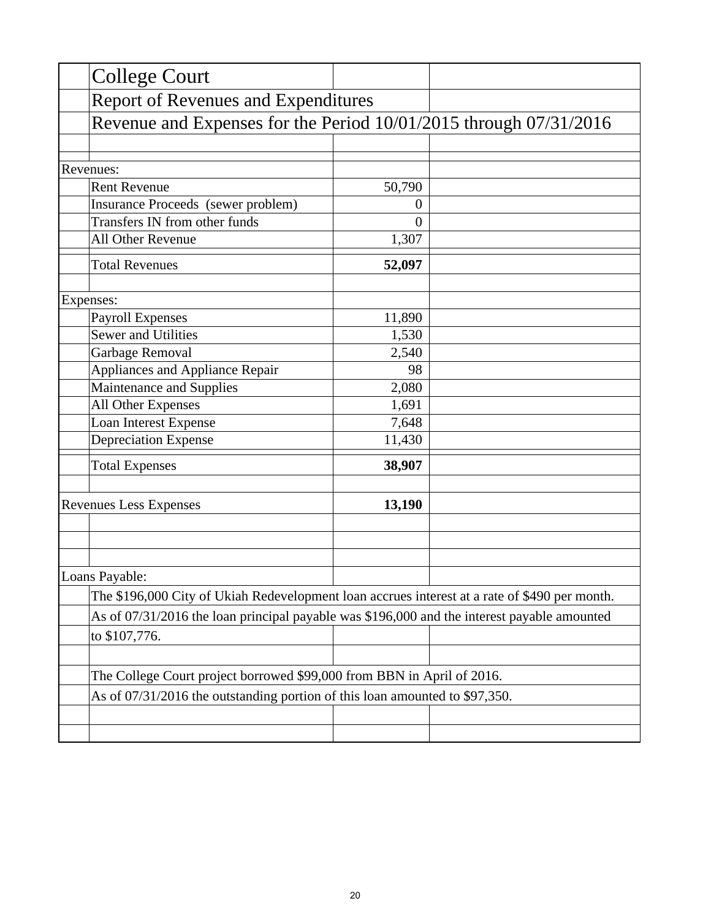# College Court

## Report of Revenues and Expenditures

### Revenue and Expenses for the Period 10/01/2015 through 07/31/2016

| | Amount |
|---|---:|
| **Revenues:** | |
| Rent Revenue | 50,790 |
| Insurance Proceeds (sewer problem) | 0 |
| Transfers IN from other funds | 0 |
| All Other Revenue | 1,307 |
| Total Revenues | **52,097** |
| **Expenses:** | |
| Payroll Expenses | 11,890 |
| Sewer and Utilities | 1,530 |
| Garbage Removal | 2,540 |
| Appliances and Appliance Repair | 98 |
| Maintenance and Supplies | 2,080 |
| All Other Expenses | 1,691 |
| Loan Interest Expense | 7,648 |
| Depreciation Expense | 11,430 |
| Total Expenses | **38,907** |
| Revenues Less Expenses | **13,190** |

Loans Payable:

The $196,000 City of Ukiah Redevelopment loan accrues interest at a rate of $490 per month.

As of 07/31/2016 the loan principal payable was $196,000 and the interest payable amounted to $107,776.

The College Court project borrowed $99,000 from BBN in April of 2016.

As of 07/31/2016 the outstanding portion of this loan amounted to $97,350.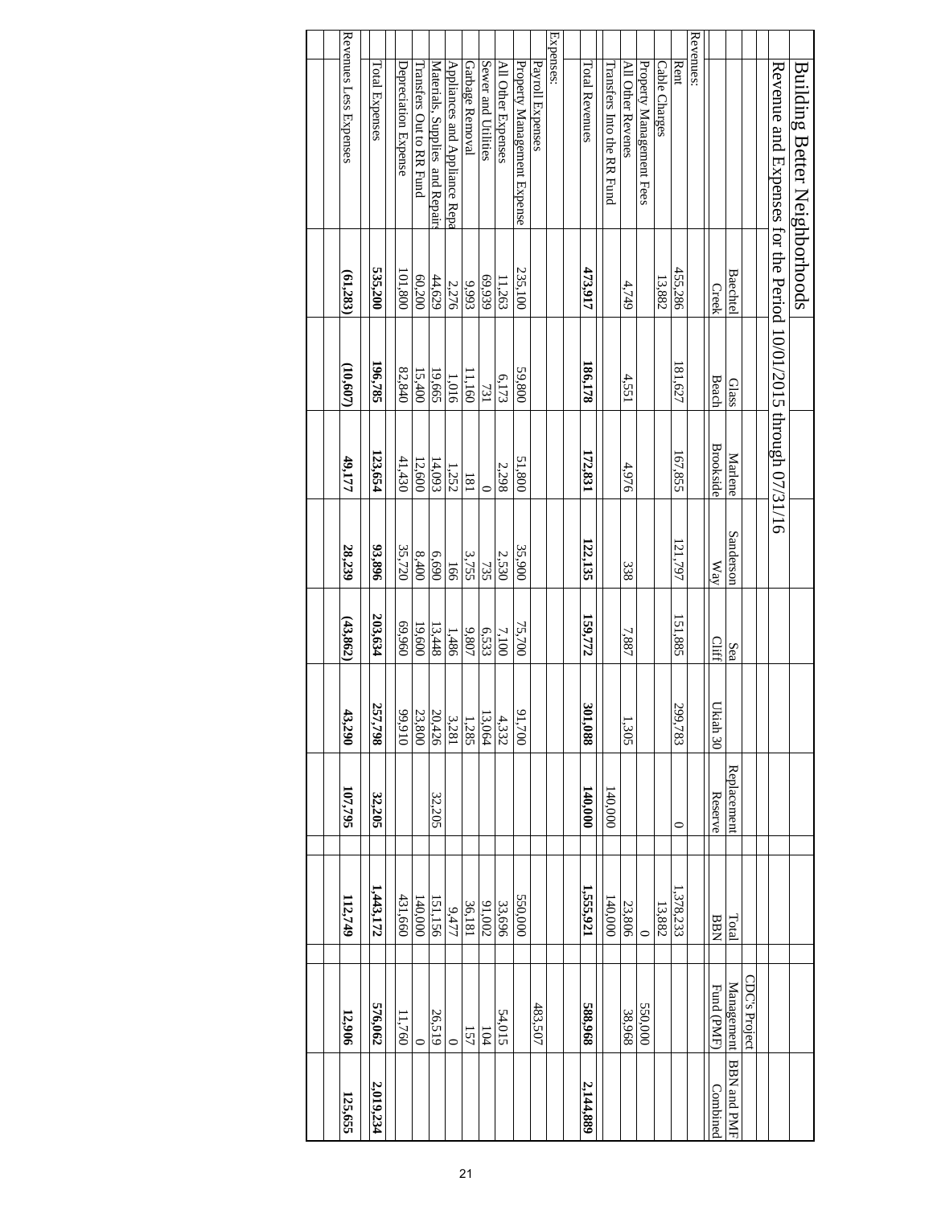# Building Better Neighborhoods

## Revenue and Expenses for the Period 10/01/2015 through 07/31/16

| | Baechtel Creek | Glass Beach | Marlene Brookside | Sanderson Way | Sea Cliff | Ukiah 30 | Replacement Reserve | Total BBN | CDC's Project Management Fund (PMF) | BBN and PMF Combined |
|---|---|---|---|---|---|---|---|---|---|---|
| **Revenues:** | | | | | | | | | | |
| Rent | 455,286 | 181,627 | 167,855 | 121,797 | 151,885 | 299,783 | 0 | 1,378,233 | | |
| Cable Charges | 13,882 | | | | | | | 13,882 | | |
| Property Management Fees | | | | | | | | 0 | 550,000 | |
| All Other Revenes | 4,749 | 4,551 | 4,976 | 338 | 7,887 | 1,305 | | 23,806 | 38,968 | |
| Transfers Into the RR Fund | | | | | | | 140,000 | 140,000 | | |
| Total Revenues | **473,917** | **186,178** | **172,831** | **122,135** | **159,772** | **301,088** | **140,000** | **1,555,921** | **588,968** | **2,144,889** |
| **Expenses:** | | | | | | | | | | |
| Payroll Expenses | | | | | | | | | 483,507 | |
| Property Management Expense | 235,100 | 59,800 | 51,800 | 35,900 | 75,700 | 91,700 | | 550,000 | | |
| All Other Expenses | 11,263 | 6,173 | 2,298 | 2,530 | 7,100 | 4,332 | | 33,696 | 54,015 | |
| Sewer and Utilities | 69,939 | 731 | 0 | 735 | 6,533 | 13,064 | | 91,002 | 104 | |
| Garbage Removal | 9,993 | 11,160 | 181 | 3,755 | 9,807 | 1,285 | | 36,181 | 157 | |
| Appliances and Appliance Repa | 2,276 | 1,016 | 1,252 | 166 | 1,486 | 3,281 | | 9,477 | 0 | |
| Materials, Supplies and Repairs | 44,629 | 19,665 | 14,093 | 6,690 | 13,448 | 20,426 | 32,205 | 151,156 | 26,519 | |
| Transfers Out to RR Fund | 60,200 | 15,400 | 12,600 | 8,400 | 19,600 | 23,800 | | 140,000 | 0 | |
| Depreciation Expense | 101,800 | 82,840 | 41,430 | 35,720 | 69,960 | 99,910 | | 431,660 | 11,760 | |
| Total Expenses | **535,200** | **196,785** | **123,654** | **93,896** | **203,634** | **257,798** | **32,205** | **1,443,172** | **576,062** | **2,019,234** |
| Revenues Less Expenses | **(61,283)** | **(10,607)** | **49,177** | **28,239** | **(43,862)** | **43,290** | **107,795** | **112,749** | **12,906** | **125,655** |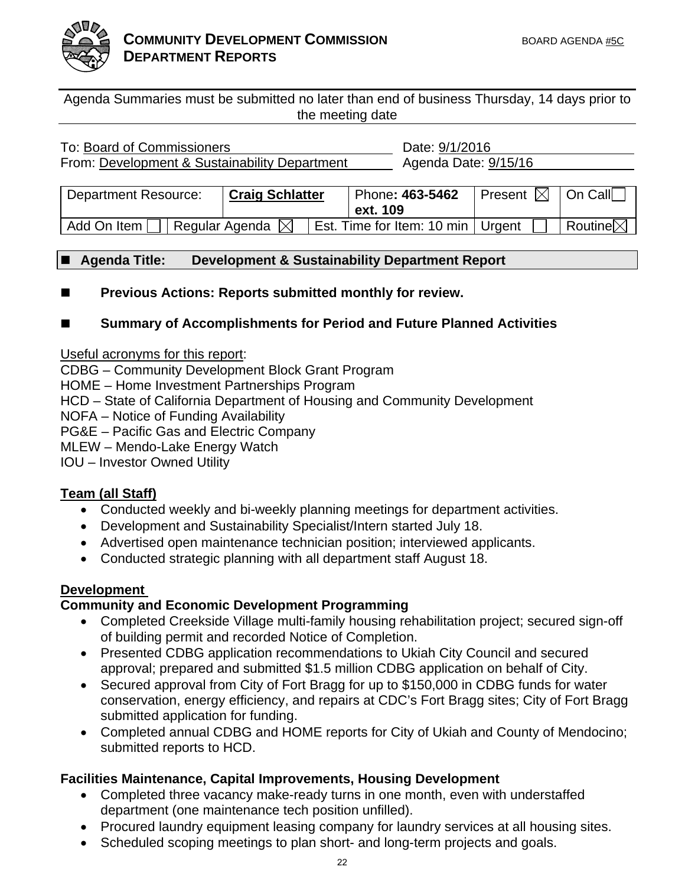**COMMUNITY DEVELOPMENT COMMISSION**
**DEPARTMENT REPORTS**

BOARD AGENDA #5C

Agenda Summaries must be submitted no later than end of business Thursday, 14 days prior to the meeting date

| | |
|---|---|
| To: Board of Commissioners | Date: 9/1/2016 |
| From: Development & Sustainability Department | Agenda Date: 9/15/16 |

| Department Resource: | | **Craig Schlatter** | Phone: **463-5462 ext. 109** | Present ☒ | On Call ☐ |
|---|---|---|---|---|---|
| Add On Item ☐ | Regular Agenda ☒ | | Est. Time for Item: 10 min | Urgent ☐ | Routine☒ |

- **Agenda Title: Development & Sustainability Department Report**

- **Previous Actions: Reports submitted monthly for review.**

- **Summary of Accomplishments for Period and Future Planned Activities**

Useful acronyms for this report:
CDBG – Community Development Block Grant Program
HOME – Home Investment Partnerships Program
HCD – State of California Department of Housing and Community Development
NOFA – Notice of Funding Availability
PG&E – Pacific Gas and Electric Company
MLEW – Mendo-Lake Energy Watch
IOU – Investor Owned Utility

**Team (all Staff)**

- Conducted weekly and bi-weekly planning meetings for department activities.
- Development and Sustainability Specialist/Intern started July 18.
- Advertised open maintenance technician position; interviewed applicants.
- Conducted strategic planning with all department staff August 18.

**Development**

**Community and Economic Development Programming**

- Completed Creekside Village multi-family housing rehabilitation project; secured sign-off of building permit and recorded Notice of Completion.
- Presented CDBG application recommendations to Ukiah City Council and secured approval; prepared and submitted $1.5 million CDBG application on behalf of City.
- Secured approval from City of Fort Bragg for up to $150,000 in CDBG funds for water conservation, energy efficiency, and repairs at CDC's Fort Bragg sites; City of Fort Bragg submitted application for funding.
- Completed annual CDBG and HOME reports for City of Ukiah and County of Mendocino; submitted reports to HCD.

**Facilities Maintenance, Capital Improvements, Housing Development**

- Completed three vacancy make-ready turns in one month, even with understaffed department (one maintenance tech position unfilled).
- Procured laundry equipment leasing company for laundry services at all housing sites.
- Scheduled scoping meetings to plan short- and long-term projects and goals.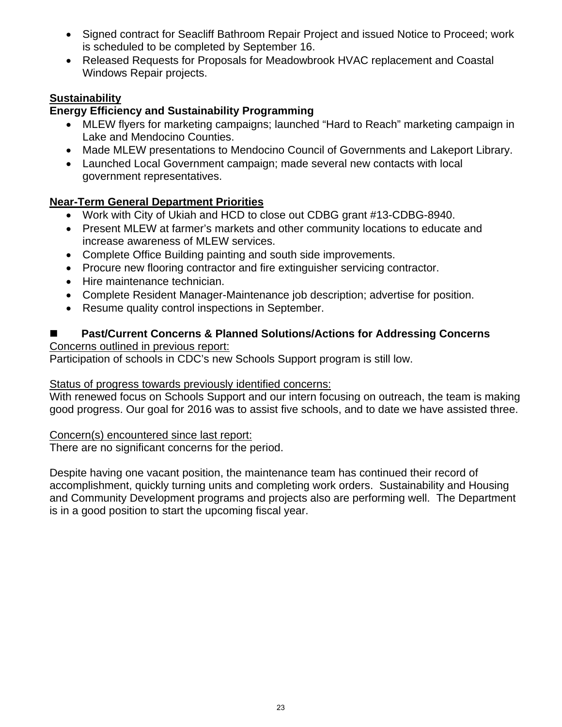- Signed contract for Seacliff Bathroom Repair Project and issued Notice to Proceed; work is scheduled to be completed by September 16.
- Released Requests for Proposals for Meadowbrook HVAC replacement and Coastal Windows Repair projects.

**Sustainability**

**Energy Efficiency and Sustainability Programming**

- MLEW flyers for marketing campaigns; launched "Hard to Reach" marketing campaign in Lake and Mendocino Counties.
- Made MLEW presentations to Mendocino Council of Governments and Lakeport Library.
- Launched Local Government campaign; made several new contacts with local government representatives.

**Near-Term General Department Priorities**

- Work with City of Ukiah and HCD to close out CDBG grant #13-CDBG-8940.
- Present MLEW at farmer's markets and other community locations to educate and increase awareness of MLEW services.
- Complete Office Building painting and south side improvements.
- Procure new flooring contractor and fire extinguisher servicing contractor.
- Hire maintenance technician.
- Complete Resident Manager-Maintenance job description; advertise for position.
- Resume quality control inspections in September.

## ■ Past/Current Concerns & Planned Solutions/Actions for Addressing Concerns

Concerns outlined in previous report:

Participation of schools in CDC's new Schools Support program is still low.

Status of progress towards previously identified concerns:

With renewed focus on Schools Support and our intern focusing on outreach, the team is making good progress. Our goal for 2016 was to assist five schools, and to date we have assisted three.

Concern(s) encountered since last report:

There are no significant concerns for the period.

Despite having one vacant position, the maintenance team has continued their record of accomplishment, quickly turning units and completing work orders. Sustainability and Housing and Community Development programs and projects also are performing well. The Department is in a good position to start the upcoming fiscal year.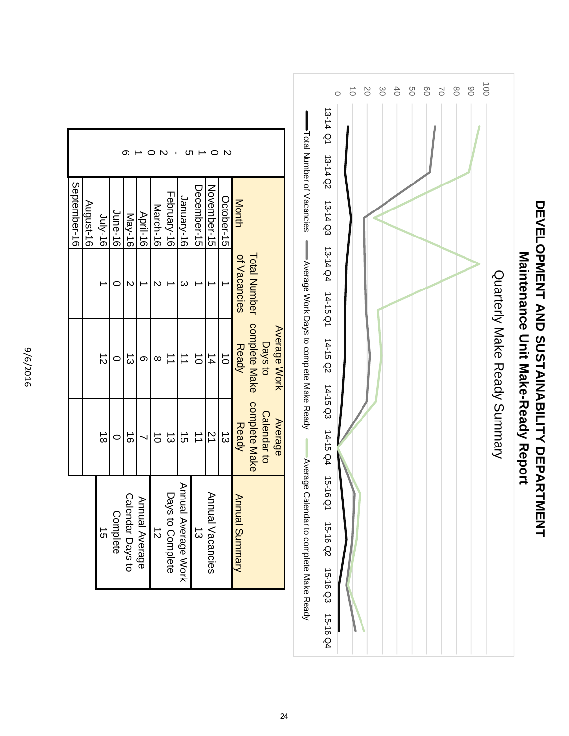# DEVELOPMENT AND SUSTAINABILITY DEPARTMENT

## Maintenance Unit Make-Ready Report

### Quarterly Make Ready Summary

— Total Number of Vacancies — Average Work Days to complete Make Ready — Average Calendar to complete Make Ready

| | Month | Total Number of Vacancies | Average Work Days to complete Make Ready | Average Calendar to complete Make Ready |
|---|---|---|---|---|
| 2015-2016 | October-15 | 1 | 10 | 13 |
| | November-15 | 1 | 14 | 21 |
| | December-15 | 1 | 10 | 11 |
| | January-16 | 3 | 11 | 15 |
| | February-16 | 1 | 11 | 13 |
| | March-16 | 2 | 8 | 10 |
| | April-16 | 1 | 6 | 7 |
| | May-16 | 2 | 13 | 16 |
| | June-16 | 0 | 0 | 0 |
| | July-16 | 1 | 12 | 18 |
| | August-16 | | | |
| | September-16 | | | |

| Annual Summary |
|---|
| Annual Vacancies<br>13 |
| Annual Average Work Days to Complete<br>12 |
| Annual Average Calendar Days to Complete<br>15 |

9/6/2016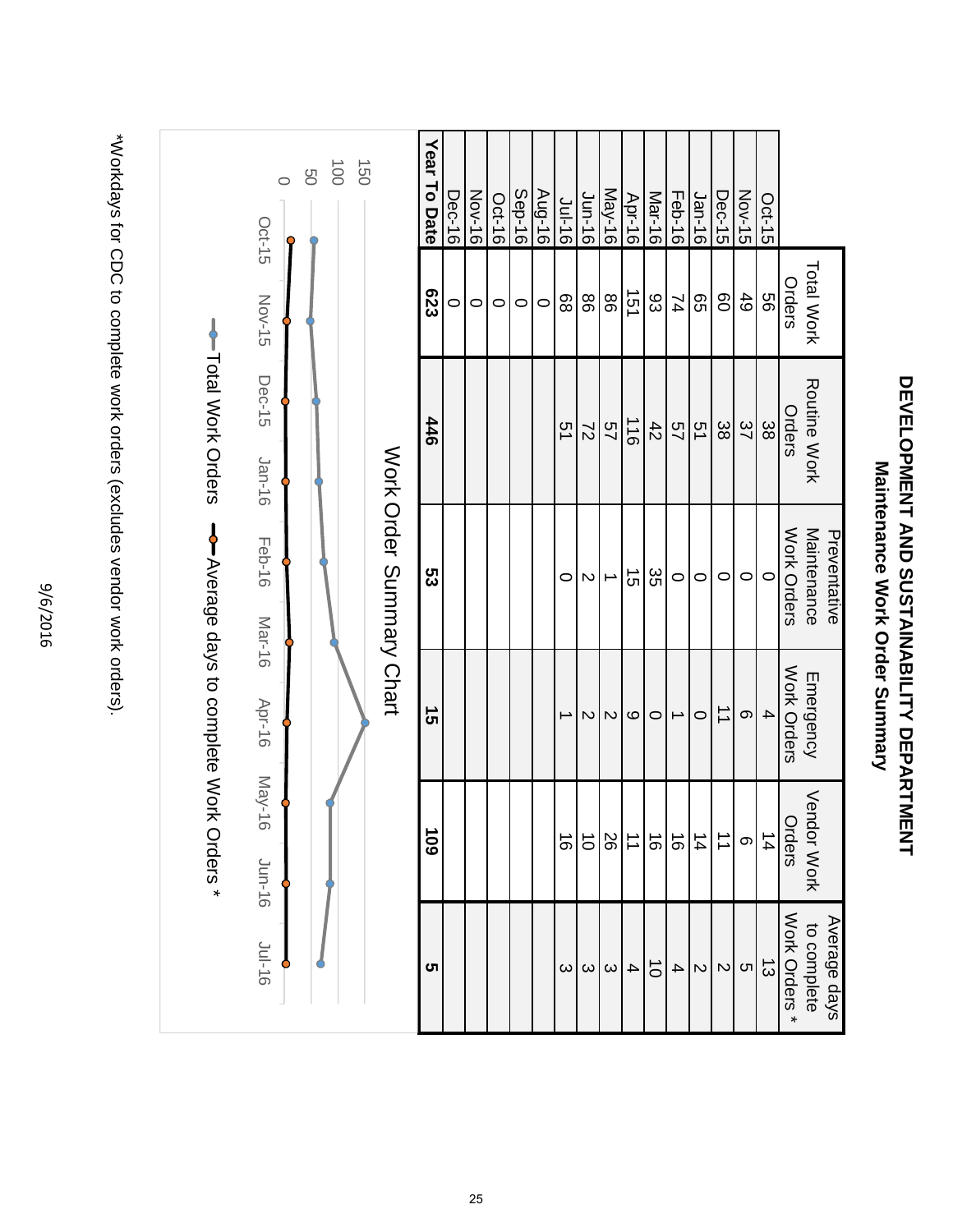# DEVELOPMENT AND SUSTAINABILITY DEPARTMENT

## Maintenance Work Order Summary

| | Total Work Orders | Routine Work Orders | Preventative Maintenance Work Orders | Emergency Work Orders | Vendor Work Orders | Average days to complete Work Orders * |
|---|---|---|---|---|---|---|
| Oct-15 | 56 | 38 | 0 | 4 | 14 | 13 |
| Nov-15 | 49 | 37 | 0 | 6 | 6 | 5 |
| Dec-15 | 60 | 38 | 0 | 11 | 11 | 2 |
| Jan-16 | 65 | 51 | 0 | 0 | 14 | 2 |
| Feb-16 | 74 | 57 | 0 | 1 | 16 | 4 |
| Mar-16 | 93 | 42 | 35 | 0 | 16 | 10 |
| Apr-16 | 151 | 116 | 15 | 9 | 11 | 4 |
| May-16 | 86 | 57 | 1 | 2 | 26 | 3 |
| Jun-16 | 86 | 72 | 2 | 2 | 10 | 3 |
| Jul-16 | 68 | 51 | 0 | 1 | 16 | 3 |
| Aug-16 | 0 | | | | | |
| Sep-16 | 0 | | | | | |
| Oct-16 | 0 | | | | | |
| Nov-16 | 0 | | | | | |
| Dec-16 | 0 | | | | | |
| **Year To Date** | **623** | **446** | **53** | **15** | **109** | **5** |

Work Order Summary Chart

Legend: Total Work Orders; Average days to complete Work Orders *

*Workdays for CDC to complete work orders (excludes vendor work orders).

9/6/2016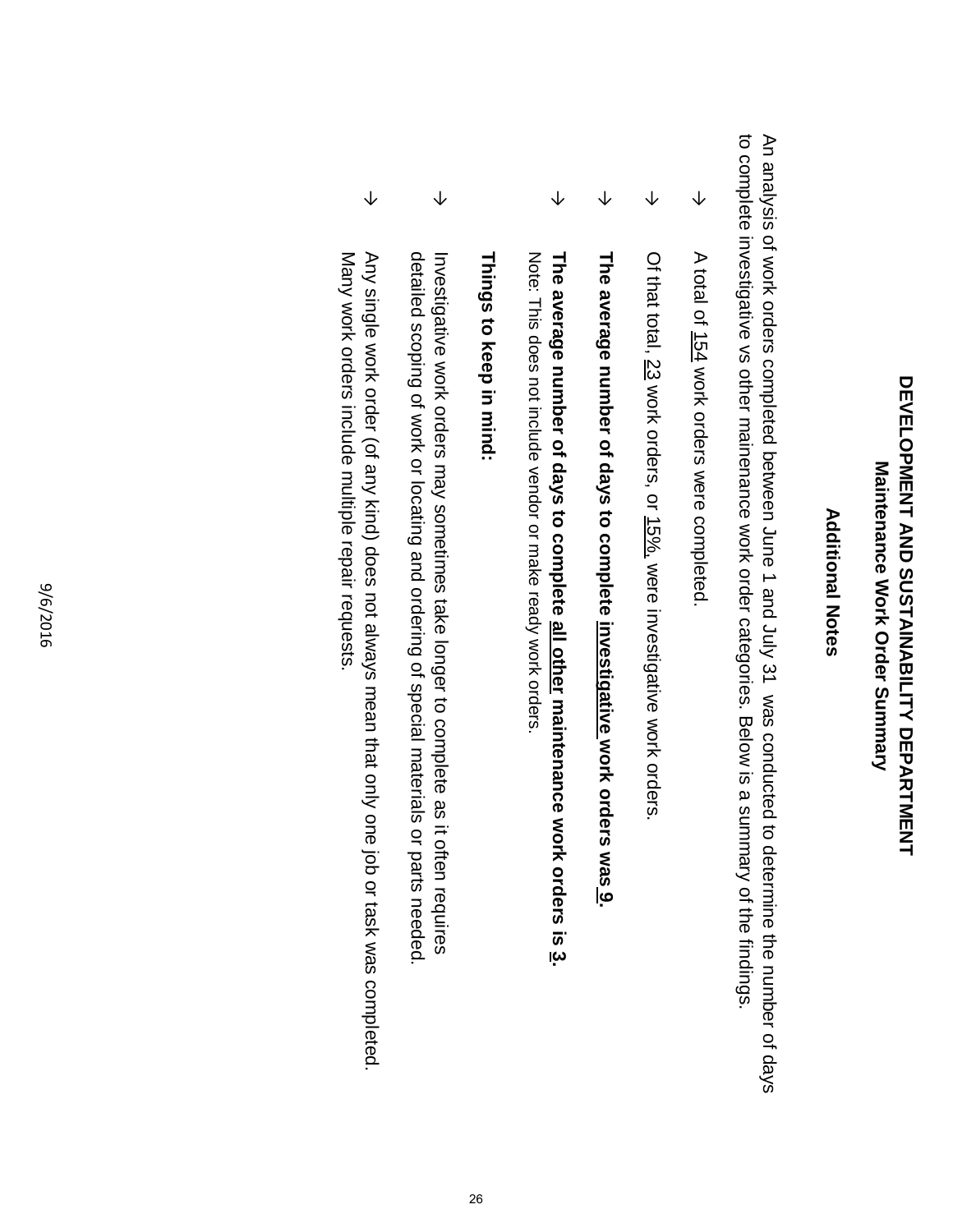# DEVELOPMENT AND SUSTAINABILITY DEPARTMENT

## Maintenance Work Order Summary

### Additional Notes

An analysis of work orders completed between June 1 and July 31 was conducted to determine the number of days to complete investigative vs other mainenance work order categories. Below is a summary of the findings.

- A total of 154 work orders were completed.
- Of that total, 23 work orders, or 15%, were investigative work orders.
- **The average number of days to complete investigative work orders was 9.**
- **The average number of days to complete all other maintenance work orders is 3.**
  Note: This does not include vendor or make ready work orders.

**Things to keep in mind:**

- Investigative work orders may sometimes take longer to complete as it often requires detailed scoping of work or locating and ordering of special materials or parts needed.
- Any single work order (of any kind) does not always mean that only one job or task was completed. Many work orders include multiple repair requests.

9/6/2016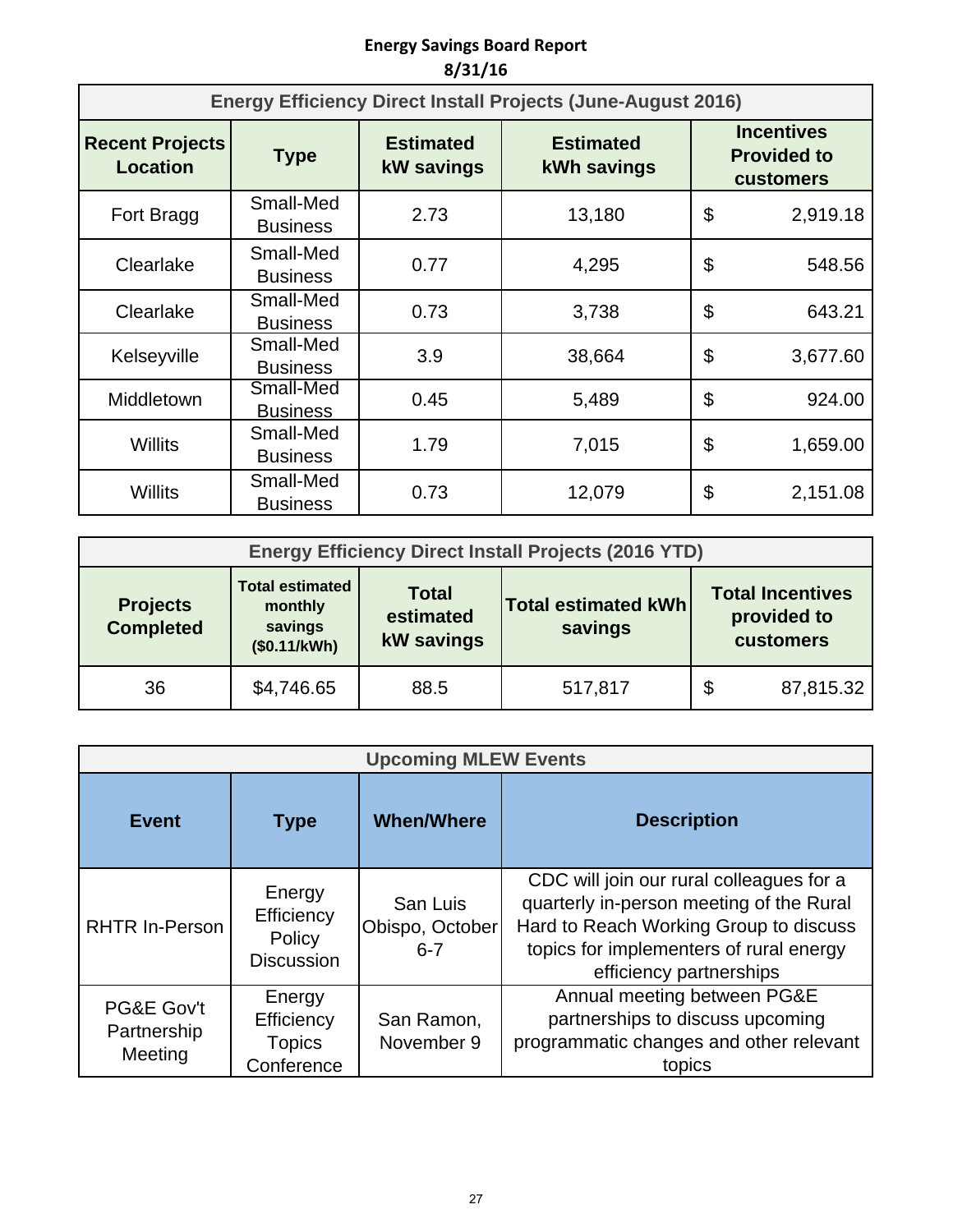# Energy Savings Board Report
**8/31/16**

| Energy Efficiency Direct Install Projects (June-August 2016) | | | | |
|---|---|---|---|---|
| **Recent Projects Location** | **Type** | **Estimated kW savings** | **Estimated kWh savings** | **Incentives Provided to customers** |
| Fort Bragg | Small-Med Business | 2.73 | 13,180 | $ 2,919.18 |
| Clearlake | Small-Med Business | 0.77 | 4,295 | $ 548.56 |
| Clearlake | Small-Med Business | 0.73 | 3,738 | $ 643.21 |
| Kelseyville | Small-Med Business | 3.9 | 38,664 | $ 3,677.60 |
| Middletown | Small-Med Business | 0.45 | 5,489 | $ 924.00 |
| Willits | Small-Med Business | 1.79 | 7,015 | $ 1,659.00 |
| Willits | Small-Med Business | 0.73 | 12,079 | $ 2,151.08 |

| Energy Efficiency Direct Install Projects (2016 YTD) | | | | |
|---|---|---|---|---|
| **Projects Completed** | **Total estimated monthly savings ($0.11/kWh)** | **Total estimated kW savings** | **Total estimated kWh savings** | **Total Incentives provided to customers** |
| 36 | $4,746.65 | 88.5 | 517,817 | $ 87,815.32 |

| Upcoming MLEW Events | | | |
|---|---|---|---|
| **Event** | **Type** | **When/Where** | **Description** |
| RHTR In-Person | Energy Efficiency Policy Discussion | San Luis Obispo, October 6-7 | CDC will join our rural colleagues for a quarterly in-person meeting of the Rural Hard to Reach Working Group to discuss topics for implementers of rural energy efficiency partnerships |
| PG&E Gov't Partnership Meeting | Energy Efficiency Topics Conference | San Ramon, November 9 | Annual meeting between PG&E partnerships to discuss upcoming programmatic changes and other relevant topics |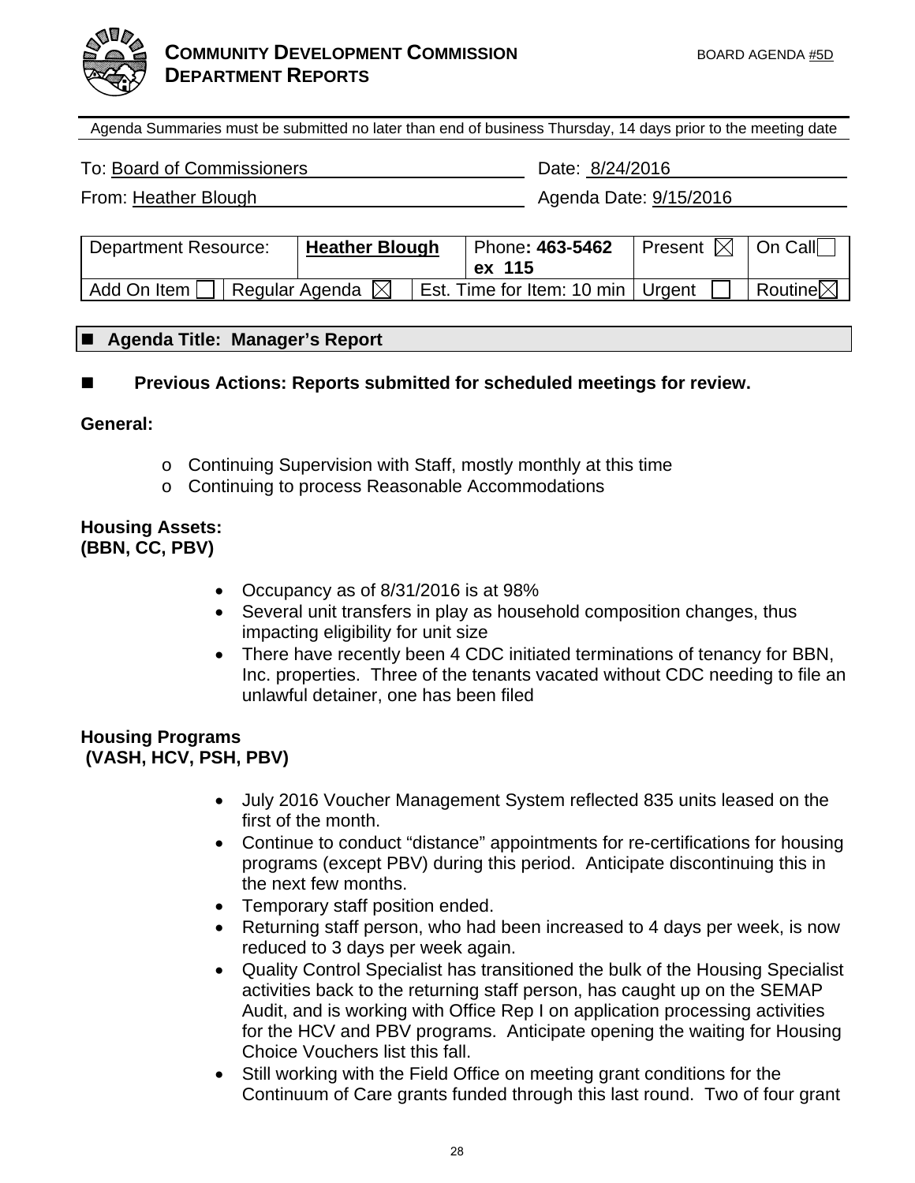**COMMUNITY DEVELOPMENT COMMISSION**
**DEPARTMENT REPORTS**

BOARD AGENDA #5D

Agenda Summaries must be submitted no later than end of business Thursday, 14 days prior to the meeting date

| | |
|---|---|
| To: Board of Commissioners | Date: 8/24/2016 |
| From: Heather Blough | Agenda Date: 9/15/2016 |

| Department Resource: | | Heather Blough | Phone: 463-5462 ex 115 | Present ☒ | On Call ☐ |
|---|---|---|---|---|---|
| Add On Item ☐ | Regular Agenda ☒ | | Est. Time for Item: 10 min | Urgent ☐ | Routine ☒ |

## ■ Agenda Title: Manager's Report

## ■ Previous Actions: Reports submitted for scheduled meetings for review.

**General:**

- o Continuing Supervision with Staff, mostly monthly at this time
- o Continuing to process Reasonable Accommodations

**Housing Assets:**
**(BBN, CC, PBV)**

- Occupancy as of 8/31/2016 is at 98%
- Several unit transfers in play as household composition changes, thus impacting eligibility for unit size
- There have recently been 4 CDC initiated terminations of tenancy for BBN, Inc. properties. Three of the tenants vacated without CDC needing to file an unlawful detainer, one has been filed

**Housing Programs**
**(VASH, HCV, PSH, PBV)**

- July 2016 Voucher Management System reflected 835 units leased on the first of the month.
- Continue to conduct "distance" appointments for re-certifications for housing programs (except PBV) during this period. Anticipate discontinuing this in the next few months.
- Temporary staff position ended.
- Returning staff person, who had been increased to 4 days per week, is now reduced to 3 days per week again.
- Quality Control Specialist has transitioned the bulk of the Housing Specialist activities back to the returning staff person, has caught up on the SEMAP Audit, and is working with Office Rep I on application processing activities for the HCV and PBV programs. Anticipate opening the waiting for Housing Choice Vouchers list this fall.
- Still working with the Field Office on meeting grant conditions for the Continuum of Care grants funded through this last round. Two of four grant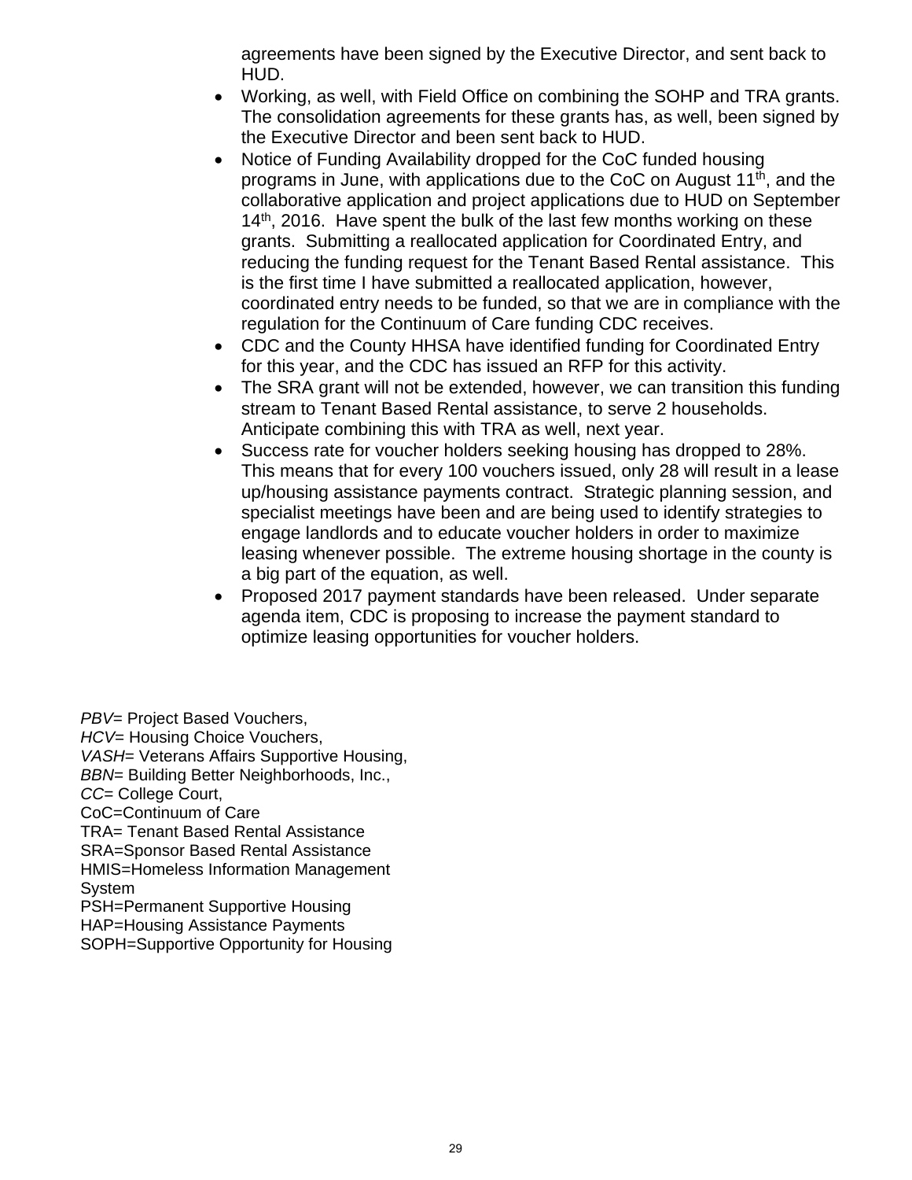agreements have been signed by the Executive Director, and sent back to HUD.

- Working, as well, with Field Office on combining the SOHP and TRA grants. The consolidation agreements for these grants has, as well, been signed by the Executive Director and been sent back to HUD.
- Notice of Funding Availability dropped for the CoC funded housing programs in June, with applications due to the CoC on August 11th, and the collaborative application and project applications due to HUD on September 14th, 2016. Have spent the bulk of the last few months working on these grants. Submitting a reallocated application for Coordinated Entry, and reducing the funding request for the Tenant Based Rental assistance. This is the first time I have submitted a reallocated application, however, coordinated entry needs to be funded, so that we are in compliance with the regulation for the Continuum of Care funding CDC receives.
- CDC and the County HHSA have identified funding for Coordinated Entry for this year, and the CDC has issued an RFP for this activity.
- The SRA grant will not be extended, however, we can transition this funding stream to Tenant Based Rental assistance, to serve 2 households. Anticipate combining this with TRA as well, next year.
- Success rate for voucher holders seeking housing has dropped to 28%. This means that for every 100 vouchers issued, only 28 will result in a lease up/housing assistance payments contract. Strategic planning session, and specialist meetings have been and are being used to identify strategies to engage landlords and to educate voucher holders in order to maximize leasing whenever possible. The extreme housing shortage in the county is a big part of the equation, as well.
- Proposed 2017 payment standards have been released. Under separate agenda item, CDC is proposing to increase the payment standard to optimize leasing opportunities for voucher holders.

*PBV*= Project Based Vouchers,
*HCV*= Housing Choice Vouchers,
*VASH*= Veterans Affairs Supportive Housing,
*BBN*= Building Better Neighborhoods, Inc.,
*CC*= College Court,
CoC=Continuum of Care
TRA= Tenant Based Rental Assistance
SRA=Sponsor Based Rental Assistance
HMIS=Homeless Information Management System
PSH=Permanent Supportive Housing
HAP=Housing Assistance Payments
SOPH=Supportive Opportunity for Housing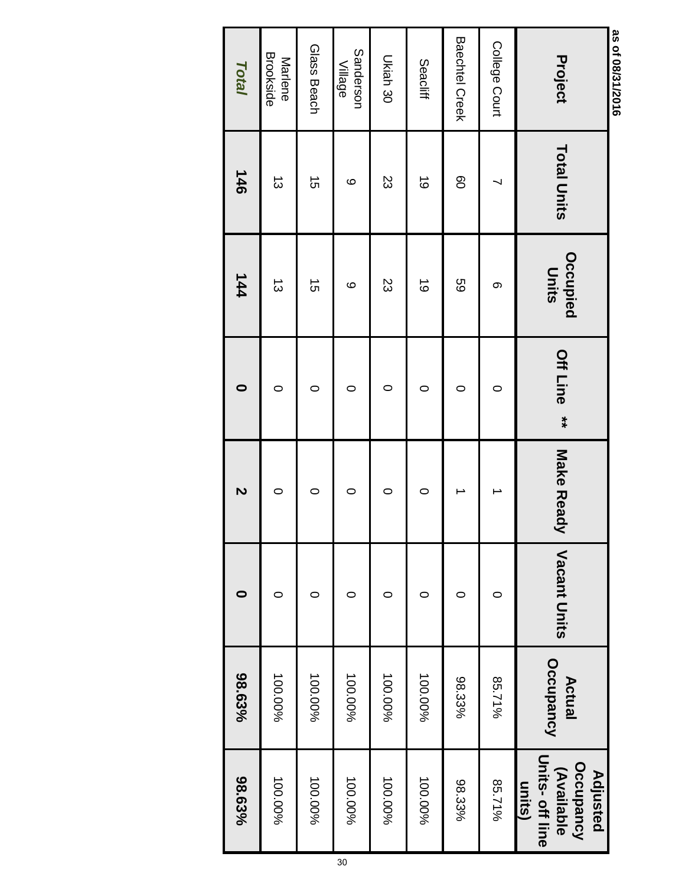as of 08/31/2016

| Project | Total Units | Occupied Units | Off Line ** | Make Ready | Vacant Units | Actual Occupancy | Adjusted Occupancy (Available Units- off line units) |
|---|---|---|---|---|---|---|---|
| College Court | 7 | 6 | 0 | 1 | 0 | 85.71% | 85.71% |
| Baechtel Creek | 60 | 59 | 0 | 1 | 0 | 98.33% | 98.33% |
| Seacliff | 19 | 19 | 0 | 0 | 0 | 100.00% | 100.00% |
| Ukiah 30 | 23 | 23 | 0 | 0 | 0 | 100.00% | 100.00% |
| Sanderson Village | 9 | 9 | 0 | 0 | 0 | 100.00% | 100.00% |
| Glass Beach | 15 | 15 | 0 | 0 | 0 | 100.00% | 100.00% |
| Marlene Brookside | 13 | 13 | 0 | 0 | 0 | 100.00% | 100.00% |
| ***Total*** | **146** | **144** | **0** | **2** | **0** | **98.63%** | **98.63%** |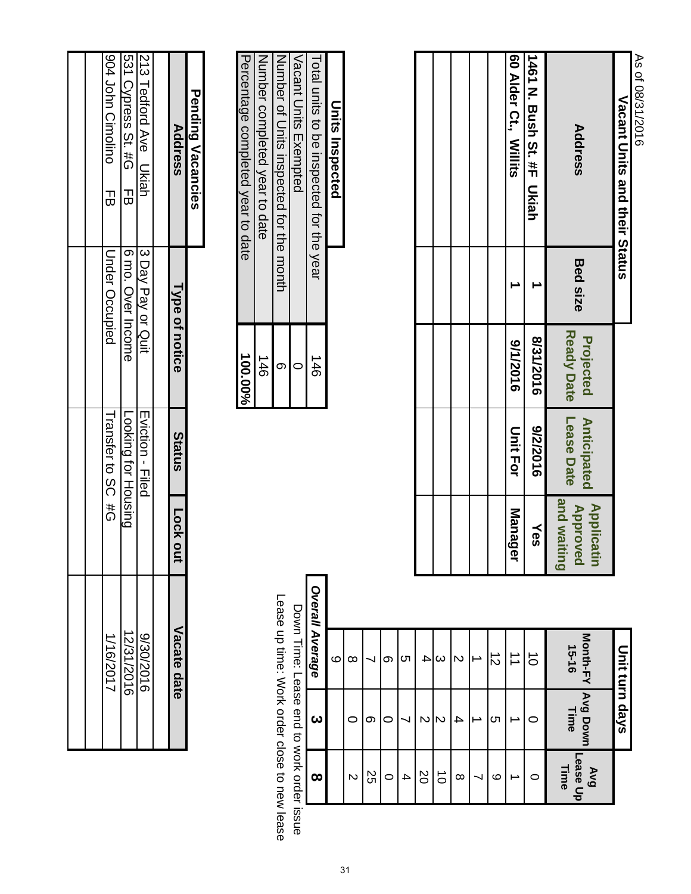As of 08/31/2016

## Vacant Units and their Status

| Address | Bed size | Projected Ready Date | Anticipated Lease Date | Applicatin Approved and waiting |
|---|---|---|---|---|
| 1461 N. Bush St. #F Ukiah | 1 | 8/31/2016 | 9/2/2016 | Yes |
| 60 Alder Ct., Willits | 1 | 9/1/2016 | Unit For | Manager |
| | | | | |
| | | | | |
| | | | | |
| | | | | |

## Unit turn days

| Month-FY 15-16 | Avg Down Time | Avg Lease Up Time |
|---|---|---|
| 10 | 0 | 0 |
| 11 | 1 | 1 |
| 12 | 5 | 9 |
| 1 | 1 | 7 |
| 2 | 4 | 8 |
| 3 | 2 | 10 |
| 4 | 2 | 20 |
| 5 | 7 | 4 |
| 6 | 0 | 0 |
| 7 | 6 | 25 |
| 8 | 0 | 2 |
| 9 | | |
| ***Overall Average*** | **3** | **8** |

Down Time: Lease end to work order issue

Lease up time: Work order close to new lease

## Units Inspected

| | |
|---|---|
| Total units to be inspected for the year | 146 |
| Vacant Units Exempted | 0 |
| Number of Units inspected for the month | 6 |
| Number completed year to date | 146 |
| Percentage completed year to date | **100.00%** |

## Pending Vacancies

| Address | Type of notice | Status | Lock out | Vacate date |
|---|---|---|---|---|
| 213 Tedford Ave Ukiah | 3 Day Pay or Quit | Eviction - Filed | | 9/30/2016 |
| 531 Cypress St. #G FB | 6 mo. Over Income | Looking for Housing | | 12/31/2016 |
| 904 John Cimolino FB | Under Occupied | Transfer to SC #G | | 1/16/2017 |
| | | | | |
| | | | | |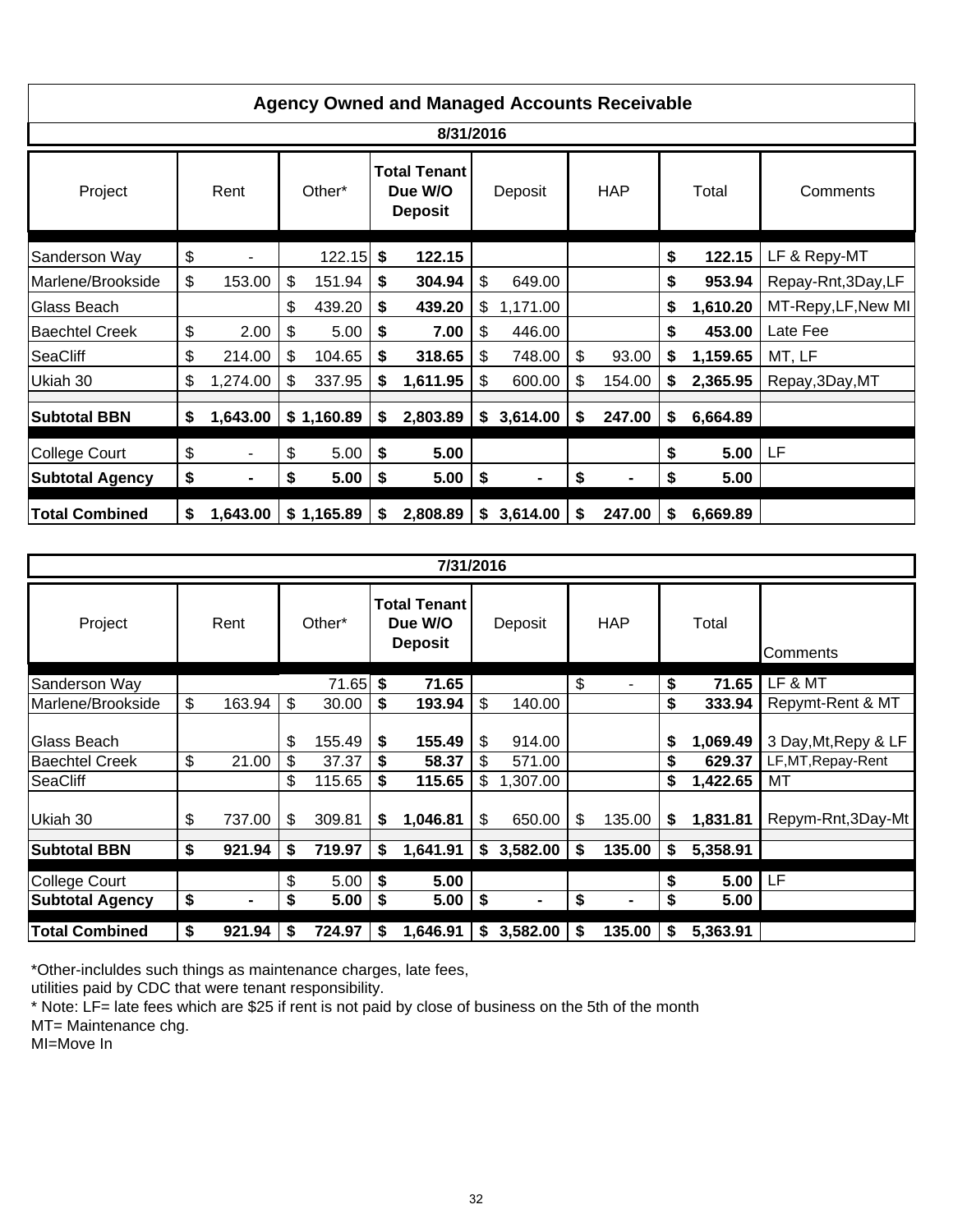# Agency Owned and Managed Accounts Receivable

## 8/31/2016

| Project | Rent | Other* | Total Tenant Due W/O Deposit | Deposit | HAP | Total | Comments |
|---|---|---|---|---|---|---|---|
| Sanderson Way | $ - | 122.15 | **$ 122.15** | | | **$ 122.15** | LF & Repy-MT |
| Marlene/Brookside | $ 153.00 | $ 151.94 | **$ 304.94** | $ 649.00 | | **$ 953.94** | Repay-Rnt,3Day,LF |
| Glass Beach | | $ 439.20 | **$ 439.20** | $ 1,171.00 | | **$ 1,610.20** | MT-Repy,LF,New MI |
| Baechtel Creek | $ 2.00 | $ 5.00 | **$ 7.00** | $ 446.00 | | **$ 453.00** | Late Fee |
| SeaCliff | $ 214.00 | $ 104.65 | **$ 318.65** | $ 748.00 | $ 93.00 | **$ 1,159.65** | MT, LF |
| Ukiah 30 | $ 1,274.00 | $ 337.95 | **$ 1,611.95** | $ 600.00 | $ 154.00 | **$ 2,365.95** | Repay,3Day,MT |
| **Subtotal BBN** | **$ 1,643.00** | **$ 1,160.89** | **$ 2,803.89** | **$ 3,614.00** | **$ 247.00** | **$ 6,664.89** | |
| College Court | $ - | $ 5.00 | **$ 5.00** | | | **$ 5.00** | LF |
| **Subtotal Agency** | **$ -** | **$ 5.00** | **$ 5.00** | **$ -** | **$ -** | **$ 5.00** | |
| **Total Combined** | **$ 1,643.00** | **$ 1,165.89** | **$ 2,808.89** | **$ 3,614.00** | **$ 247.00** | **$ 6,669.89** | |

## 7/31/2016

| Project | Rent | Other* | Total Tenant Due W/O Deposit | Deposit | HAP | Total | Comments |
|---|---|---|---|---|---|---|---|
| Sanderson Way | | 71.65 | **$ 71.65** | | $ - | **$ 71.65** | LF & MT |
| Marlene/Brookside | $ 163.94 | $ 30.00 | **$ 193.94** | $ 140.00 | | **$ 333.94** | Repymt-Rent & MT |
| Glass Beach | | $ 155.49 | **$ 155.49** | $ 914.00 | | **$ 1,069.49** | 3 Day,Mt,Repy & LF |
| Baechtel Creek | $ 21.00 | $ 37.37 | **$ 58.37** | $ 571.00 | | **$ 629.37** | LF,MT,Repay-Rent |
| SeaCliff | | $ 115.65 | **$ 115.65** | $ 1,307.00 | | **$ 1,422.65** | MT |
| Ukiah 30 | $ 737.00 | $ 309.81 | **$ 1,046.81** | $ 650.00 | $ 135.00 | **$ 1,831.81** | Repym-Rnt,3Day-Mt |
| **Subtotal BBN** | **$ 921.94** | **$ 719.97** | **$ 1,641.91** | **$ 3,582.00** | **$ 135.00** | **$ 5,358.91** | |
| College Court | | $ 5.00 | **$ 5.00** | | | **$ 5.00** | LF |
| **Subtotal Agency** | **$ -** | **$ 5.00** | **$ 5.00** | **$ -** | **$ -** | **$ 5.00** | |
| **Total Combined** | **$ 921.94** | **$ 724.97** | **$ 1,646.91** | **$ 3,582.00** | **$ 135.00** | **$ 5,363.91** | |

*Other-inclu​ldes such things as maintenance charges, late fees,
utilities paid by CDC that were tenant responsibility.

* Note: LF= late fees which are $25 if rent is not paid by close of business on the 5th of the month
MT= Maintenance chg.
MI=Move In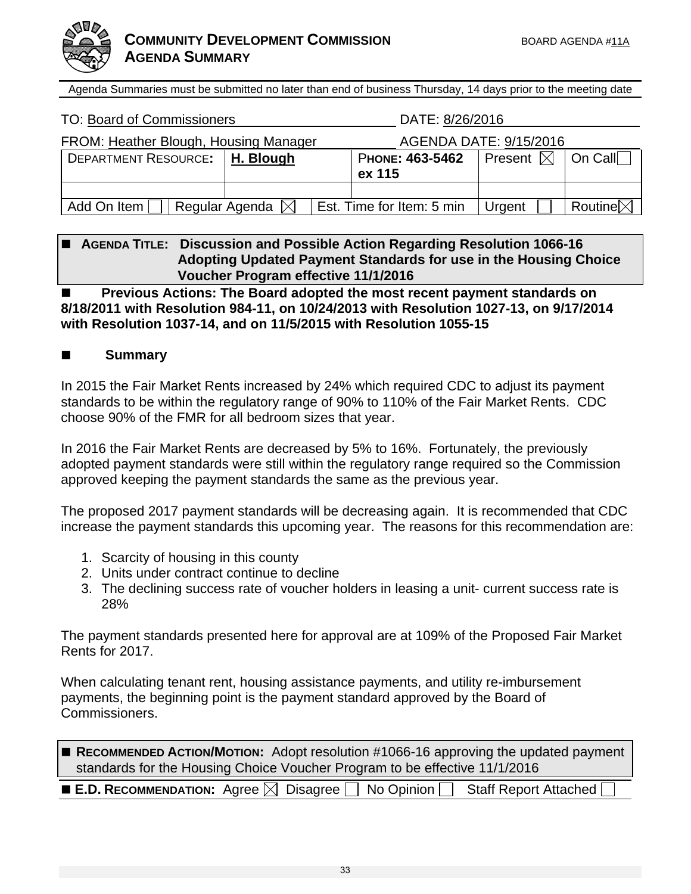**COMMUNITY DEVELOPMENT COMMISSION** BOARD AGENDA #11A
**AGENDA SUMMARY**

Agenda Summaries must be submitted no later than end of business Thursday, 14 days prior to the meeting date

TO: Board of Commissioners DATE: 8/26/2016

FROM: Heather Blough, Housing Manager AGENDA DATE: 9/15/2016

| DEPARTMENT RESOURCE: | H. Blough | PHONE: 463-5462 ex 115 | Present ☒ | On Call ☐ |
|---|---|---|---|---|
| | | | | |
| Add On Item ☐ / Regular Agenda ☒ | | Est. Time for Item: 5 min | Urgent ☐ | Routine ☒ |

■ **AGENDA TITLE: Discussion and Possible Action Regarding Resolution 1066-16 Adopting Updated Payment Standards for use in the Housing Choice Voucher Program effective 11/1/2016**

■ **Previous Actions: The Board adopted the most recent payment standards on 8/18/2011 with Resolution 984-11, on 10/24/2013 with Resolution 1027-13, on 9/17/2014 with Resolution 1037-14, and on 11/5/2015 with Resolution 1055-15**

■ **Summary**

In 2015 the Fair Market Rents increased by 24% which required CDC to adjust its payment standards to be within the regulatory range of 90% to 110% of the Fair Market Rents. CDC choose 90% of the FMR for all bedroom sizes that year.

In 2016 the Fair Market Rents are decreased by 5% to 16%. Fortunately, the previously adopted payment standards were still within the regulatory range required so the Commission approved keeping the payment standards the same as the previous year.

The proposed 2017 payment standards will be decreasing again. It is recommended that CDC increase the payment standards this upcoming year. The reasons for this recommendation are:

1. Scarcity of housing in this county
2. Units under contract continue to decline
3. The declining success rate of voucher holders in leasing a unit- current success rate is 28%

The payment standards presented here for approval are at 109% of the Proposed Fair Market Rents for 2017.

When calculating tenant rent, housing assistance payments, and utility re-imbursement payments, the beginning point is the payment standard approved by the Board of Commissioners.

■ **RECOMMENDED ACTION/MOTION:** Adopt resolution #1066-16 approving the updated payment standards for the Housing Choice Voucher Program to be effective 11/1/2016

■ **E.D. RECOMMENDATION:** Agree ☒ Disagree ☐ No Opinion ☐ Staff Report Attached ☐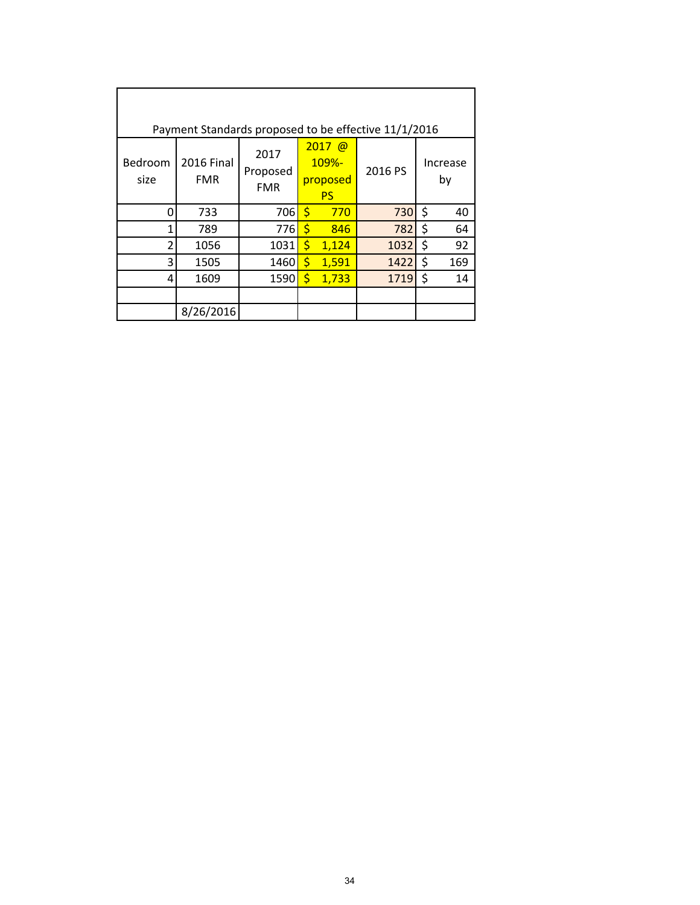| Payment Standards proposed to be effective 11/1/2016 | | | | | |
|---|---|---|---|---|---|
| Bedroom size | 2016 Final FMR | 2017 Proposed FMR | 2017 @ 109%- proposed PS | 2016 PS | Increase by |
| 0 | 733 | 706 | $ 770 | 730 | $ 40 |
| 1 | 789 | 776 | $ 846 | 782 | $ 64 |
| 2 | 1056 | 1031 | $ 1,124 | 1032 | $ 92 |
| 3 | 1505 | 1460 | $ 1,591 | 1422 | $ 169 |
| 4 | 1609 | 1590 | $ 1,733 | 1719 | $ 14 |
| | | | | | |
| | 8/26/2016 | | | | |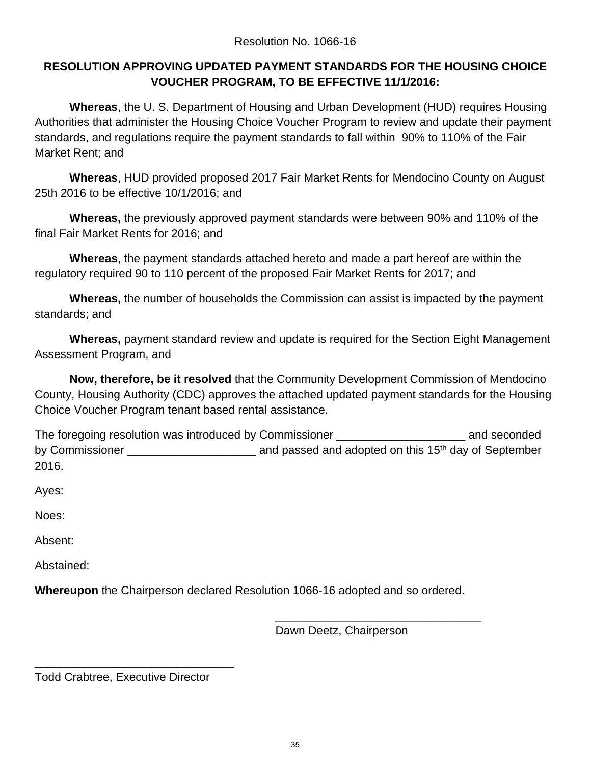Resolution No. 1066-16

## RESOLUTION APPROVING UPDATED PAYMENT STANDARDS FOR THE HOUSING CHOICE VOUCHER PROGRAM, TO BE EFFECTIVE 11/1/2016:

**Whereas**, the U. S. Department of Housing and Urban Development (HUD) requires Housing Authorities that administer the Housing Choice Voucher Program to review and update their payment standards, and regulations require the payment standards to fall within 90% to 110% of the Fair Market Rent; and

**Whereas**, HUD provided proposed 2017 Fair Market Rents for Mendocino County on August 25th 2016 to be effective 10/1/2016; and

**Whereas,** the previously approved payment standards were between 90% and 110% of the final Fair Market Rents for 2016; and

**Whereas**, the payment standards attached hereto and made a part hereof are within the regulatory required 90 to 110 percent of the proposed Fair Market Rents for 2017; and

**Whereas,** the number of households the Commission can assist is impacted by the payment standards; and

**Whereas,** payment standard review and update is required for the Section Eight Management Assessment Program, and

**Now, therefore, be it resolved** that the Community Development Commission of Mendocino County, Housing Authority (CDC) approves the attached updated payment standards for the Housing Choice Voucher Program tenant based rental assistance.

The foregoing resolution was introduced by Commissioner ____________________ and seconded by Commissioner ____________________ and passed and adopted on this 15th day of September 2016.

Ayes:

Noes:

Absent:

Abstained:

**Whereupon** the Chairperson declared Resolution 1066-16 adopted and so ordered.

________________________________
Dawn Deetz, Chairperson

________________________________
Todd Crabtree, Executive Director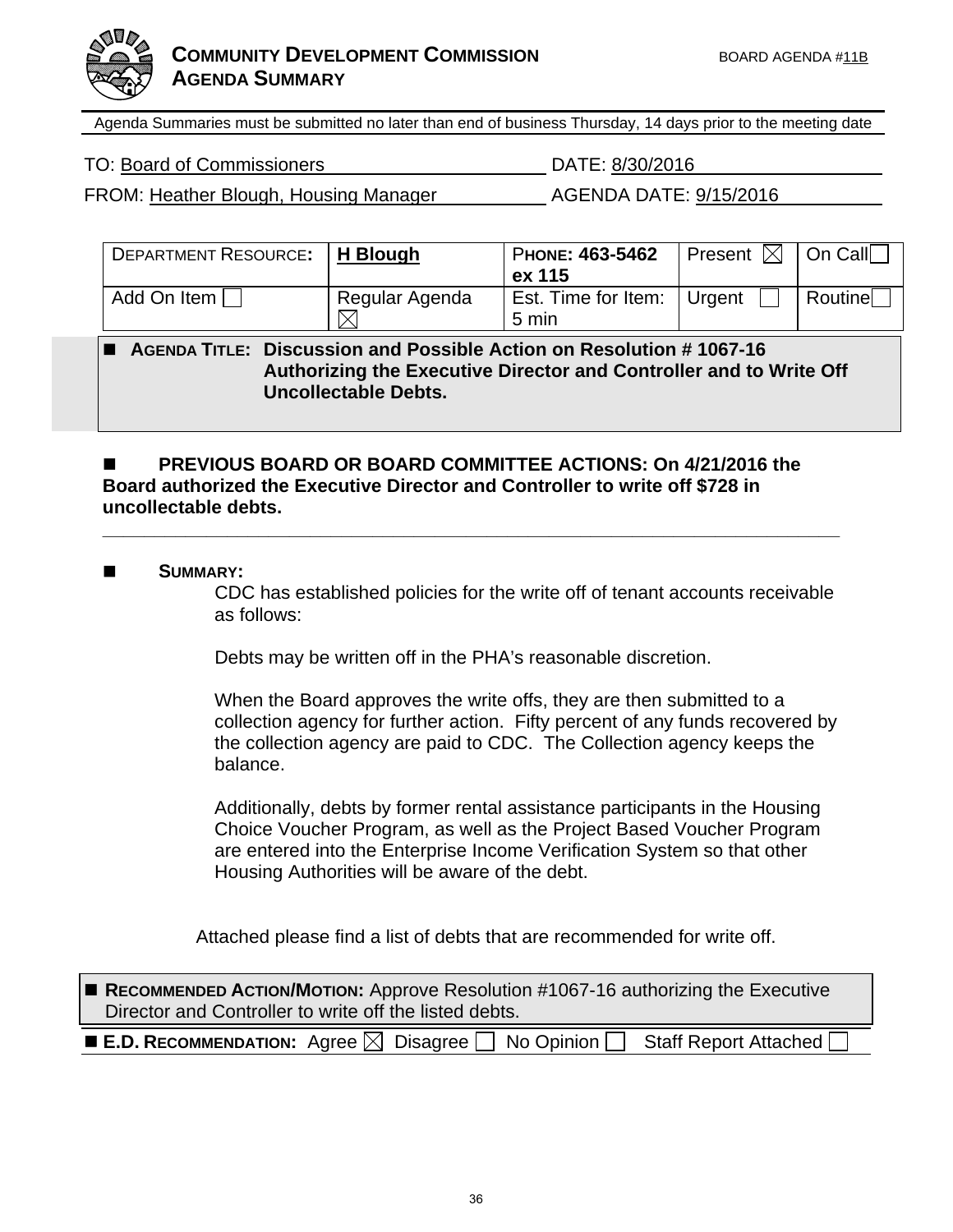# COMMUNITY DEVELOPMENT COMMISSION AGENDA SUMMARY

BOARD AGENDA #11B

Agenda Summaries must be submitted no later than end of business Thursday, 14 days prior to the meeting date

TO: Board of Commissioners  DATE: 8/30/2016

FROM: Heather Blough, Housing Manager  AGENDA DATE: 9/15/2016

| DEPARTMENT RESOURCE: | H Blough | PHONE: 463-5462 ex 115 | Present ☒ | On Call ☐ |
|---|---|---|---|---|
| Add On Item ☐ | Regular Agenda ☒ | Est. Time for Item: 5 min | Urgent ☐ | Routine ☐ |

- **AGENDA TITLE: Discussion and Possible Action on Resolution # 1067-16 Authorizing the Executive Director and Controller and to Write Off Uncollectable Debts.**

- **PREVIOUS BOARD OR BOARD COMMITTEE ACTIONS: On 4/21/2016 the Board authorized the Executive Director and Controller to write off $728 in uncollectable debts.**

---

- **SUMMARY:**

CDC has established policies for the write off of tenant accounts receivable as follows:

Debts may be written off in the PHA's reasonable discretion.

When the Board approves the write offs, they are then submitted to a collection agency for further action. Fifty percent of any funds recovered by the collection agency are paid to CDC. The Collection agency keeps the balance.

Additionally, debts by former rental assistance participants in the Housing Choice Voucher Program, as well as the Project Based Voucher Program are entered into the Enterprise Income Verification System so that other Housing Authorities will be aware of the debt.

Attached please find a list of debts that are recommended for write off.

- **RECOMMENDED ACTION/MOTION:** Approve Resolution #1067-16 authorizing the Executive Director and Controller to write off the listed debts.

- **E.D. RECOMMENDATION:** Agree ☒ Disagree ☐ No Opinion ☐ Staff Report Attached ☐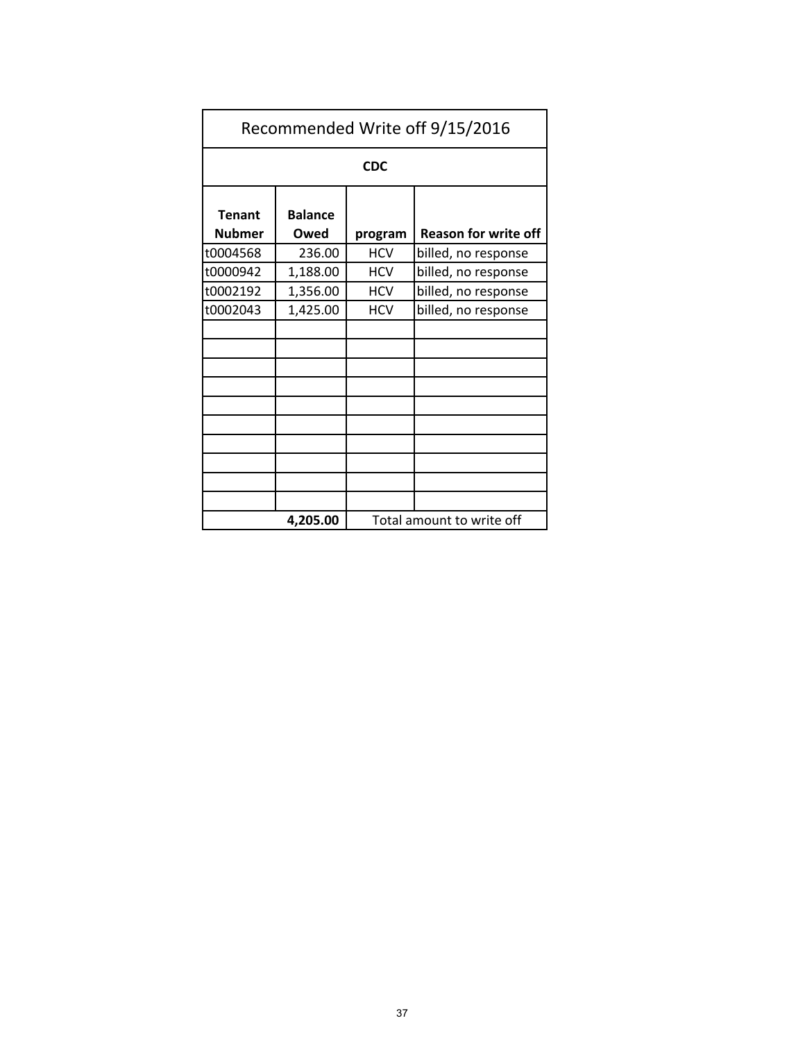| Recommended Write off 9/15/2016 | | | |
|---|---|---|---|
| **CDC** | | | |
| **Tenant Nubmer** | **Balance Owed** | **program** | **Reason for write off** |
| t0004568 | 236.00 | HCV | billed, no response |
| t0000942 | 1,188.00 | HCV | billed, no response |
| t0002192 | 1,356.00 | HCV | billed, no response |
| t0002043 | 1,425.00 | HCV | billed, no response |
| | | | |
| | | | |
| | | | |
| | | | |
| | | | |
| | | | |
| | | | |
| | | | |
| | | | |
| | | | |
| | **4,205.00** | Total amount to write off | |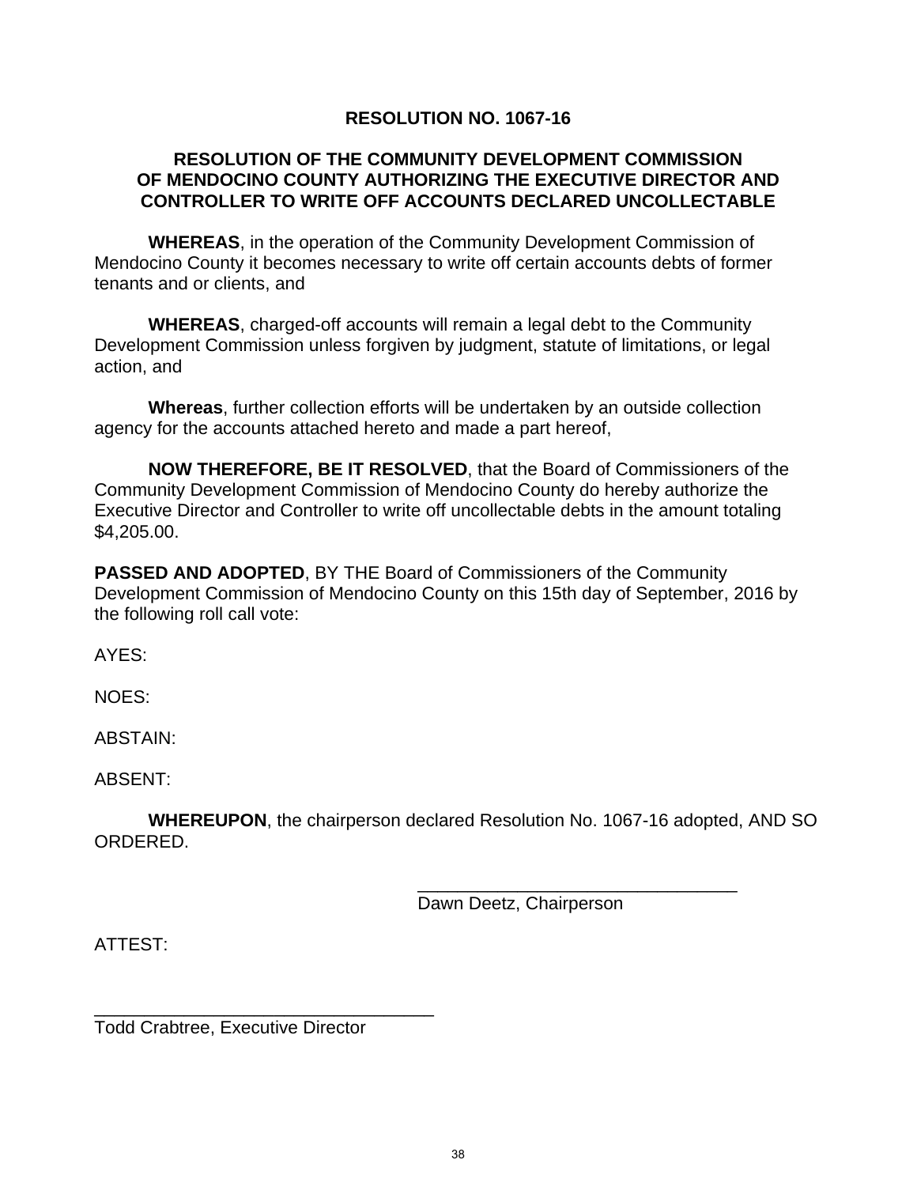**RESOLUTION NO. 1067-16**

**RESOLUTION OF THE COMMUNITY DEVELOPMENT COMMISSION OF MENDOCINO COUNTY AUTHORIZING THE EXECUTIVE DIRECTOR AND CONTROLLER TO WRITE OFF ACCOUNTS DECLARED UNCOLLECTABLE**

**WHEREAS**, in the operation of the Community Development Commission of Mendocino County it becomes necessary to write off certain accounts debts of former tenants and or clients, and

**WHEREAS**, charged-off accounts will remain a legal debt to the Community Development Commission unless forgiven by judgment, statute of limitations, or legal action, and

**Whereas**, further collection efforts will be undertaken by an outside collection agency for the accounts attached hereto and made a part hereof,

**NOW THEREFORE, BE IT RESOLVED**, that the Board of Commissioners of the Community Development Commission of Mendocino County do hereby authorize the Executive Director and Controller to write off uncollectable debts in the amount totaling $4,205.00.

**PASSED AND ADOPTED**, BY THE Board of Commissioners of the Community Development Commission of Mendocino County on this 15th day of September, 2016 by the following roll call vote:

AYES:

NOES:

ABSTAIN:

ABSENT:

**WHEREUPON**, the chairperson declared Resolution No. 1067-16 adopted, AND SO ORDERED.

_______________________________
Dawn Deetz, Chairperson

ATTEST:

_______________________________
Todd Crabtree, Executive Director